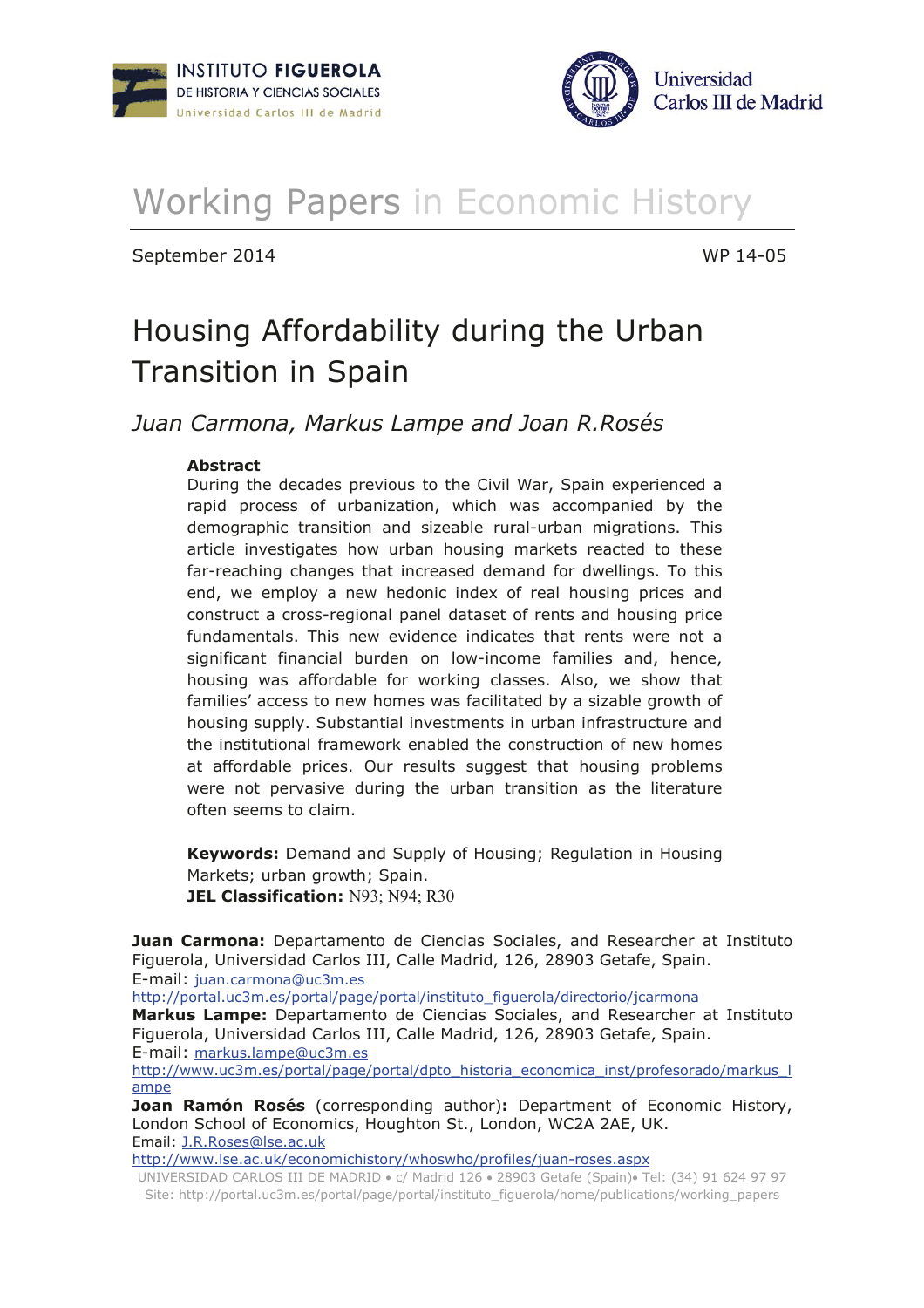INSTITUTO FIGUEROLA
DE HISTORIA Y CIENCIAS SOCIALES
Universidad Carlos III de Madrid

Universidad Carlos III de Madrid

# Working Papers in Economic History

September 2014 WP 14-05

## Housing Affordability during the Urban Transition in Spain

*Juan Carmona, Markus Lampe and Joan R.Rosés*

**Abstract**

During the decades previous to the Civil War, Spain experienced a rapid process of urbanization, which was accompanied by the demographic transition and sizeable rural-urban migrations. This article investigates how urban housing markets reacted to these far-reaching changes that increased demand for dwellings. To this end, we employ a new hedonic index of real housing prices and construct a cross-regional panel dataset of rents and housing price fundamentals. This new evidence indicates that rents were not a significant financial burden on low-income families and, hence, housing was affordable for working classes. Also, we show that families' access to new homes was facilitated by a sizable growth of housing supply. Substantial investments in urban infrastructure and the institutional framework enabled the construction of new homes at affordable prices. Our results suggest that housing problems were not pervasive during the urban transition as the literature often seems to claim.

**Keywords:** Demand and Supply of Housing; Regulation in Housing Markets; urban growth; Spain.

**JEL Classification:** N93; N94; R30

**Juan Carmona:** Departamento de Ciencias Sociales, and Researcher at Instituto Figuerola, Universidad Carlos III, Calle Madrid, 126, 28903 Getafe, Spain.
E-mail: juan.carmona@uc3m.es
http://portal.uc3m.es/portal/page/portal/instituto_figuerola/directorio/jcarmona

**Markus Lampe:** Departamento de Ciencias Sociales, and Researcher at Instituto Figuerola, Universidad Carlos III, Calle Madrid, 126, 28903 Getafe, Spain.
E-mail: markus.lampe@uc3m.es
http://www.uc3m.es/portal/page/portal/dpto_historia_economica_inst/profesorado/markus_lampe

**Joan Ramón Rosés** (corresponding author)**:** Department of Economic History, London School of Economics, Houghton St., London, WC2A 2AE, UK.
Email: J.R.Roses@lse.ac.uk
http://www.lse.ac.uk/economichistory/whoswho/profiles/juan-roses.aspx

UNIVERSIDAD CARLOS III DE MADRID • c/ Madrid 126 • 28903 Getafe (Spain)• Tel: (34) 91 624 97 97
Site: http://portal.uc3m.es/portal/page/portal/instituto_figuerola/home/publications/working_papers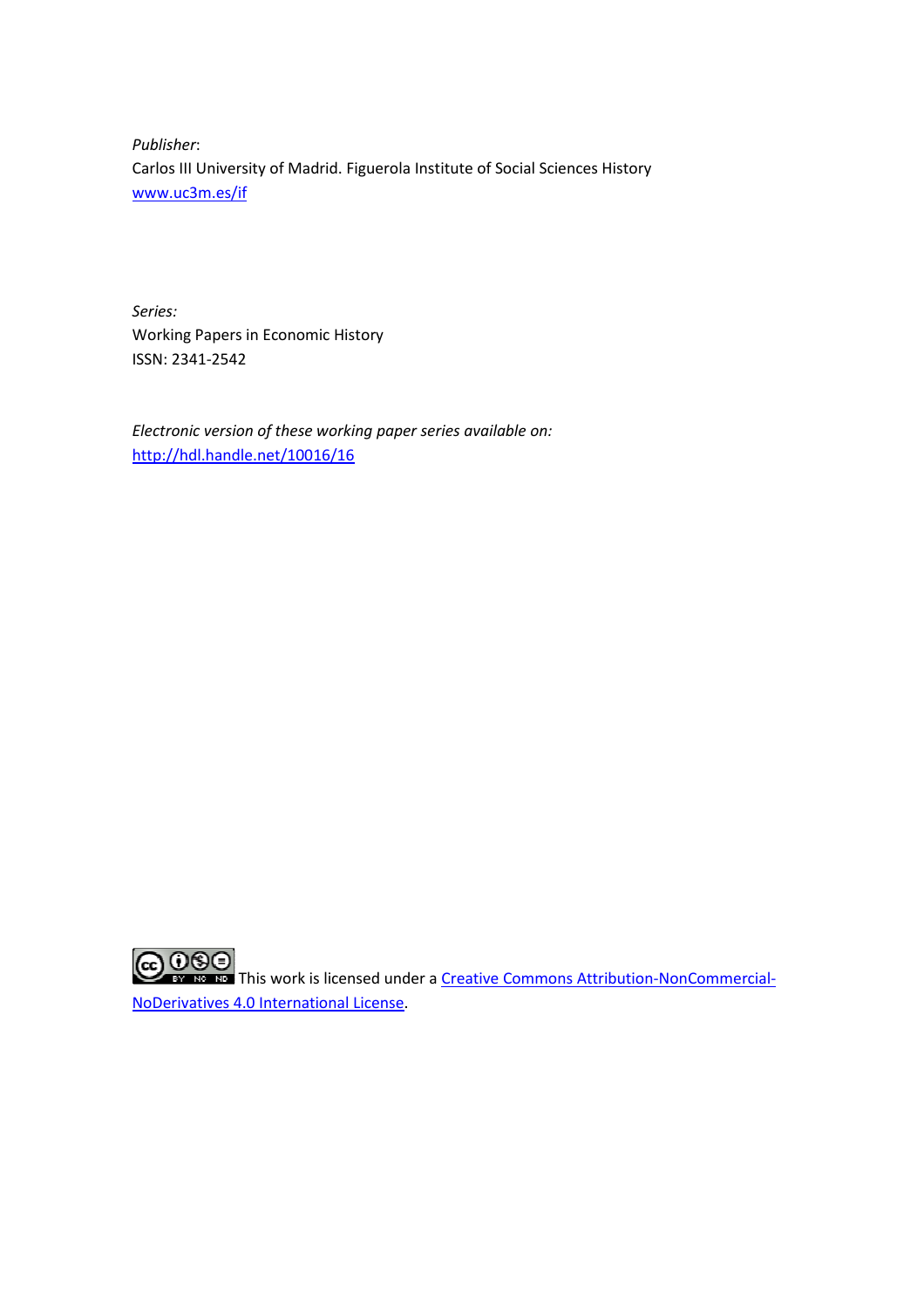*Publisher*:
Carlos III University of Madrid. Figuerola Institute of Social Sciences History
[www.uc3m.es/if](www.uc3m.es/if)

*Series:*
Working Papers in Economic History
ISSN: 2341-2542

*Electronic version of these working paper series available on:*
[http://hdl.handle.net/10016/16](http://hdl.handle.net/10016/16)

This work is licensed under a [Creative Commons Attribution-NonCommercial-NoDerivatives 4.0 International License](Creative Commons Attribution-NonCommercial-NoDerivatives 4.0 International License).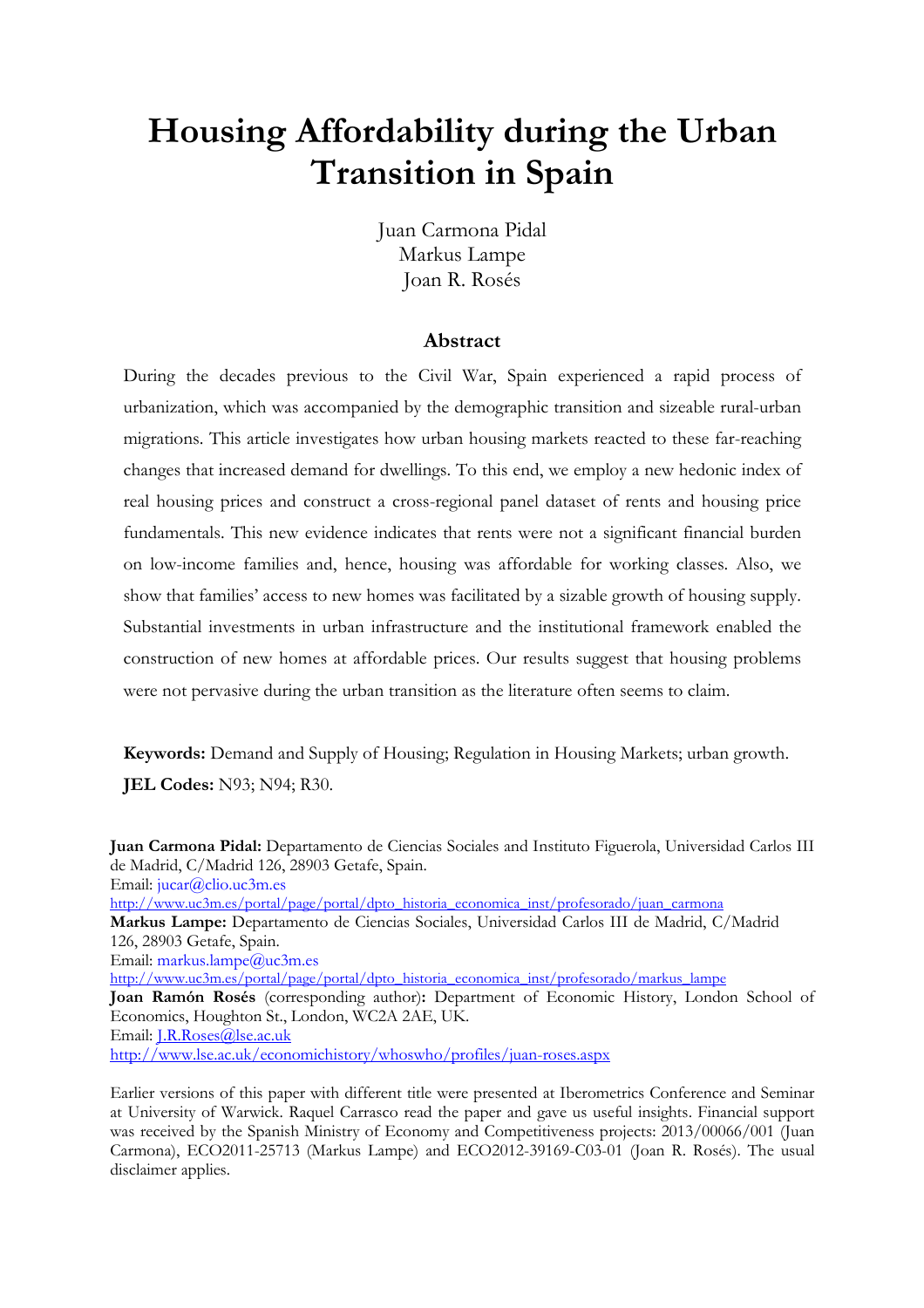# Housing Affordability during the Urban Transition in Spain

Juan Carmona Pidal
Markus Lampe
Joan R. Rosés

## Abstract

During the decades previous to the Civil War, Spain experienced a rapid process of urbanization, which was accompanied by the demographic transition and sizeable rural-urban migrations. This article investigates how urban housing markets reacted to these far-reaching changes that increased demand for dwellings. To this end, we employ a new hedonic index of real housing prices and construct a cross-regional panel dataset of rents and housing price fundamentals. This new evidence indicates that rents were not a significant financial burden on low-income families and, hence, housing was affordable for working classes. Also, we show that families' access to new homes was facilitated by a sizable growth of housing supply. Substantial investments in urban infrastructure and the institutional framework enabled the construction of new homes at affordable prices. Our results suggest that housing problems were not pervasive during the urban transition as the literature often seems to claim.

**Keywords:** Demand and Supply of Housing; Regulation in Housing Markets; urban growth.

**JEL Codes:** N93; N94; R30.

**Juan Carmona Pidal:** Departamento de Ciencias Sociales and Instituto Figuerola, Universidad Carlos III de Madrid, C/Madrid 126, 28903 Getafe, Spain.
Email: jucar@clio.uc3m.es
http://www.uc3m.es/portal/page/portal/dpto_historia_economica_inst/profesorado/juan_carmona
**Markus Lampe:** Departamento de Ciencias Sociales, Universidad Carlos III de Madrid, C/Madrid 126, 28903 Getafe, Spain.
Email: markus.lampe@uc3m.es
http://www.uc3m.es/portal/page/portal/dpto_historia_economica_inst/profesorado/markus_lampe
**Joan Ramón Rosés** (corresponding author)**:** Department of Economic History, London School of Economics, Houghton St., London, WC2A 2AE, UK.
Email: J.R.Roses@lse.ac.uk
http://www.lse.ac.uk/economichistory/whoswho/profiles/juan-roses.aspx

Earlier versions of this paper with different title were presented at Iberometrics Conference and Seminar at University of Warwick. Raquel Carrasco read the paper and gave us useful insights. Financial support was received by the Spanish Ministry of Economy and Competitiveness projects: 2013/00066/001 (Juan Carmona), ECO2011-25713 (Markus Lampe) and ECO2012-39169-C03-01 (Joan R. Rosés). The usual disclaimer applies.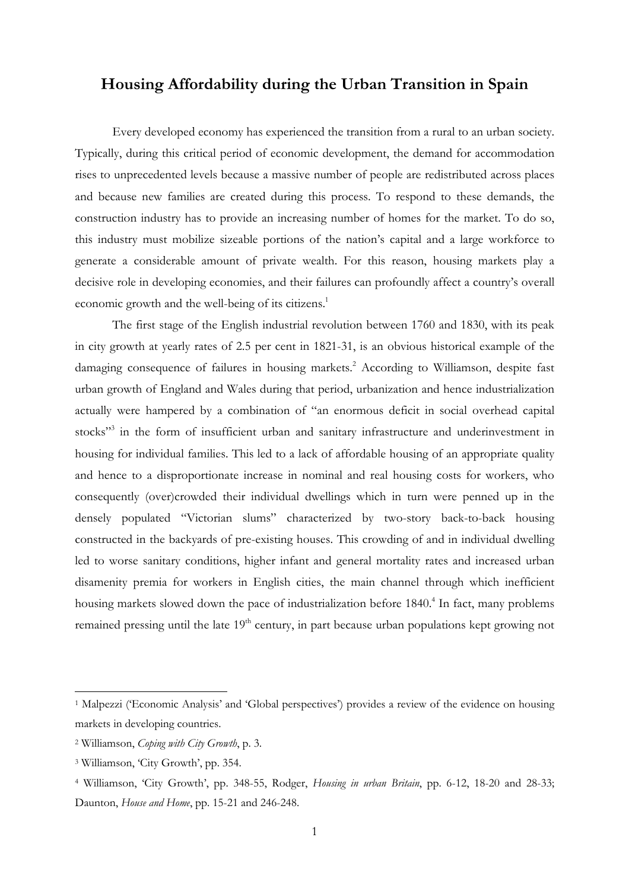# Housing Affordability during the Urban Transition in Spain

Every developed economy has experienced the transition from a rural to an urban society. Typically, during this critical period of economic development, the demand for accommodation rises to unprecedented levels because a massive number of people are redistributed across places and because new families are created during this process. To respond to these demands, the construction industry has to provide an increasing number of homes for the market. To do so, this industry must mobilize sizeable portions of the nation's capital and a large workforce to generate a considerable amount of private wealth. For this reason, housing markets play a decisive role in developing economies, and their failures can profoundly affect a country's overall economic growth and the well-being of its citizens.[1]

The first stage of the English industrial revolution between 1760 and 1830, with its peak in city growth at yearly rates of 2.5 per cent in 1821-31, is an obvious historical example of the damaging consequence of failures in housing markets.[2] According to Williamson, despite fast urban growth of England and Wales during that period, urbanization and hence industrialization actually were hampered by a combination of "an enormous deficit in social overhead capital stocks"[3] in the form of insufficient urban and sanitary infrastructure and underinvestment in housing for individual families. This led to a lack of affordable housing of an appropriate quality and hence to a disproportionate increase in nominal and real housing costs for workers, who consequently (over)crowded their individual dwellings which in turn were penned up in the densely populated "Victorian slums" characterized by two-story back-to-back housing constructed in the backyards of pre-existing houses. This crowding of and in individual dwelling led to worse sanitary conditions, higher infant and general mortality rates and increased urban disamenity premia for workers in English cities, the main channel through which inefficient housing markets slowed down the pace of industrialization before 1840.[4] In fact, many problems remained pressing until the late 19th century, in part because urban populations kept growing not

---

[1] Malpezzi ('Economic Analysis' and 'Global perspectives') provides a review of the evidence on housing markets in developing countries.

[2] Williamson, *Coping with City Growth*, p. 3.

[3] Williamson, 'City Growth', pp. 354.

[4] Williamson, 'City Growth', pp. 348-55, Rodger, *Housing in urban Britain*, pp. 6-12, 18-20 and 28-33; Daunton, *House and Home*, pp. 15-21 and 246-248.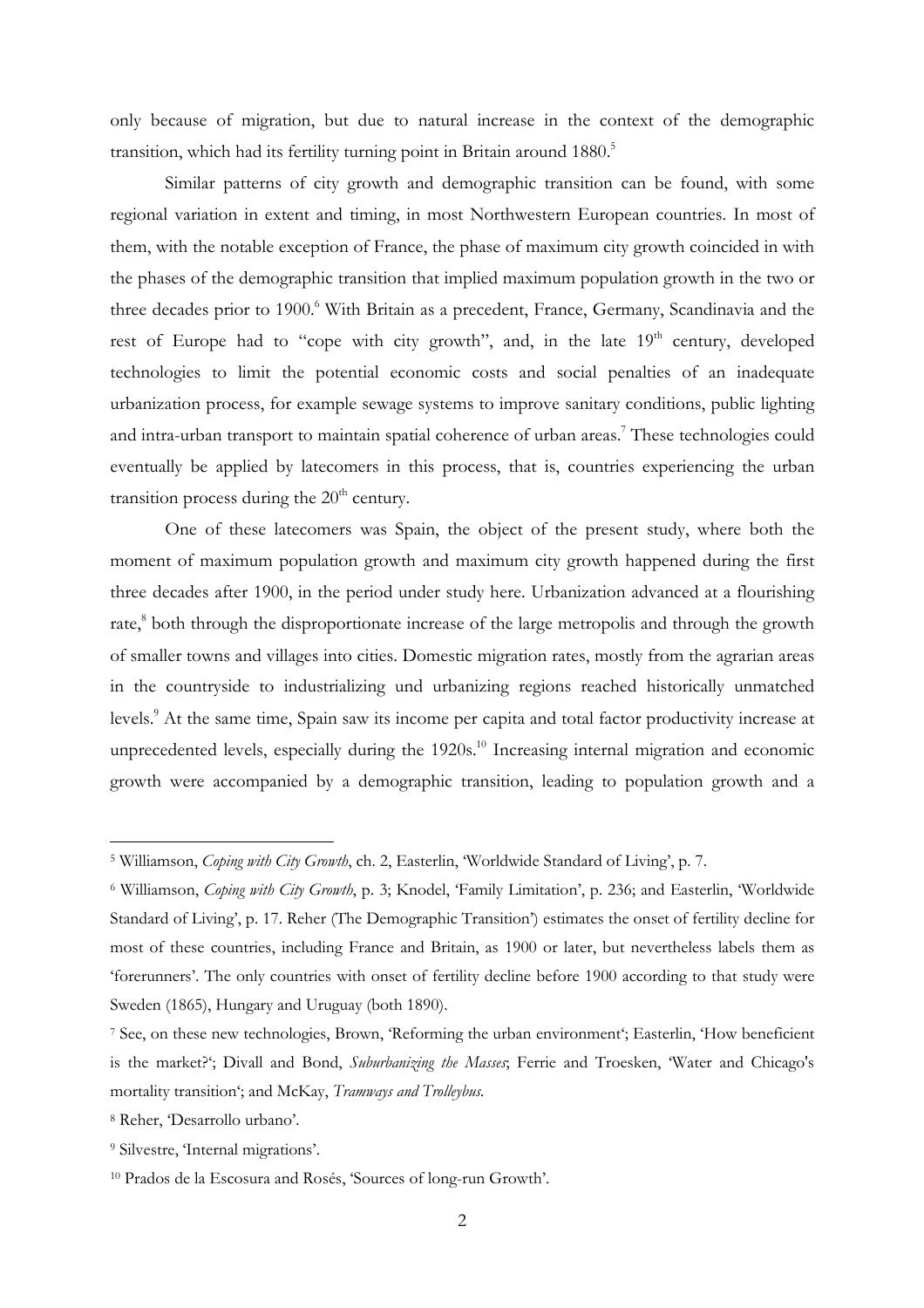only because of migration, but due to natural increase in the context of the demographic transition, which had its fertility turning point in Britain around 1880.[5]

Similar patterns of city growth and demographic transition can be found, with some regional variation in extent and timing, in most Northwestern European countries. In most of them, with the notable exception of France, the phase of maximum city growth coincided in with the phases of the demographic transition that implied maximum population growth in the two or three decades prior to 1900.[6] With Britain as a precedent, France, Germany, Scandinavia and the rest of Europe had to "cope with city growth", and, in the late 19[th] century, developed technologies to limit the potential economic costs and social penalties of an inadequate urbanization process, for example sewage systems to improve sanitary conditions, public lighting and intra-urban transport to maintain spatial coherence of urban areas.[7] These technologies could eventually be applied by latecomers in this process, that is, countries experiencing the urban transition process during the 20[th] century.

One of these latecomers was Spain, the object of the present study, where both the moment of maximum population growth and maximum city growth happened during the first three decades after 1900, in the period under study here. Urbanization advanced at a flourishing rate,[8] both through the disproportionate increase of the large metropolis and through the growth of smaller towns and villages into cities. Domestic migration rates, mostly from the agrarian areas in the countryside to industrializing und urbanizing regions reached historically unmatched levels.[9] At the same time, Spain saw its income per capita and total factor productivity increase at unprecedented levels, especially during the 1920s.[10] Increasing internal migration and economic growth were accompanied by a demographic transition, leading to population growth and a

---

[5] Williamson, *Coping with City Growth*, ch. 2, Easterlin, 'Worldwide Standard of Living', p. 7.

[6] Williamson, *Coping with City Growth*, p. 3; Knodel, 'Family Limitation', p. 236; and Easterlin, 'Worldwide Standard of Living', p. 17. Reher (The Demographic Transition') estimates the onset of fertility decline for most of these countries, including France and Britain, as 1900 or later, but nevertheless labels them as 'forerunners'. The only countries with onset of fertility decline before 1900 according to that study were Sweden (1865), Hungary and Uruguay (both 1890).

[7] See, on these new technologies, Brown, 'Reforming the urban environment'; Easterlin, 'How beneficient is the market?'; Divall and Bond, *Suburbanizing the Masses*; Ferrie and Troesken, 'Water and Chicago's mortality transition'; and McKay, *Tramways and Trolleybus*.

[8] Reher, 'Desarrollo urbano'.

[9] Silvestre, 'Internal migrations'.

[10] Prados de la Escosura and Rosés, 'Sources of long-run Growth'.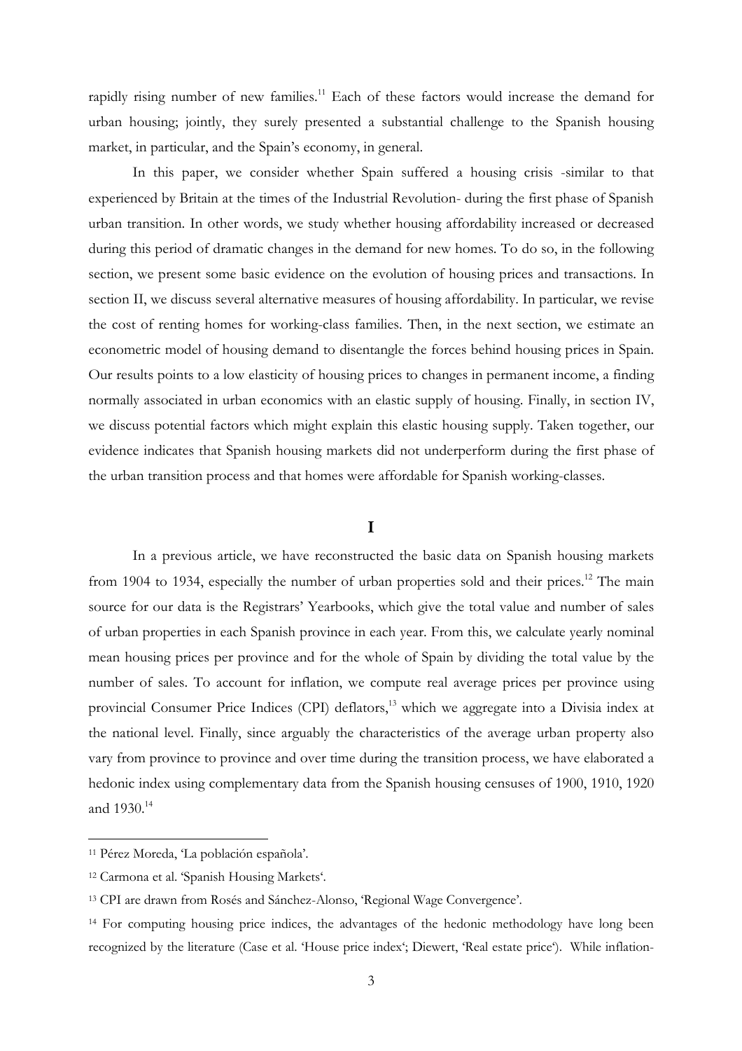rapidly rising number of new families.[11] Each of these factors would increase the demand for urban housing; jointly, they surely presented a substantial challenge to the Spanish housing market, in particular, and the Spain's economy, in general.

In this paper, we consider whether Spain suffered a housing crisis -similar to that experienced by Britain at the times of the Industrial Revolution- during the first phase of Spanish urban transition. In other words, we study whether housing affordability increased or decreased during this period of dramatic changes in the demand for new homes. To do so, in the following section, we present some basic evidence on the evolution of housing prices and transactions. In section II, we discuss several alternative measures of housing affordability. In particular, we revise the cost of renting homes for working-class families. Then, in the next section, we estimate an econometric model of housing demand to disentangle the forces behind housing prices in Spain. Our results points to a low elasticity of housing prices to changes in permanent income, a finding normally associated in urban economics with an elastic supply of housing. Finally, in section IV, we discuss potential factors which might explain this elastic housing supply. Taken together, our evidence indicates that Spanish housing markets did not underperform during the first phase of the urban transition process and that homes were affordable for Spanish working-classes.

## I

In a previous article, we have reconstructed the basic data on Spanish housing markets from 1904 to 1934, especially the number of urban properties sold and their prices.[12] The main source for our data is the Registrars' Yearbooks, which give the total value and number of sales of urban properties in each Spanish province in each year. From this, we calculate yearly nominal mean housing prices per province and for the whole of Spain by dividing the total value by the number of sales. To account for inflation, we compute real average prices per province using provincial Consumer Price Indices (CPI) deflators,[13] which we aggregate into a Divisia index at the national level. Finally, since arguably the characteristics of the average urban property also vary from province to province and over time during the transition process, we have elaborated a hedonic index using complementary data from the Spanish housing censuses of 1900, 1910, 1920 and 1930.[14]

---

[11] Pérez Moreda, 'La población española'.

[12] Carmona et al. 'Spanish Housing Markets'.

[13] CPI are drawn from Rosés and Sánchez-Alonso, 'Regional Wage Convergence'.

[14] For computing housing price indices, the advantages of the hedonic methodology have long been recognized by the literature (Case et al. 'House price index'; Diewert, 'Real estate price'). While inflation-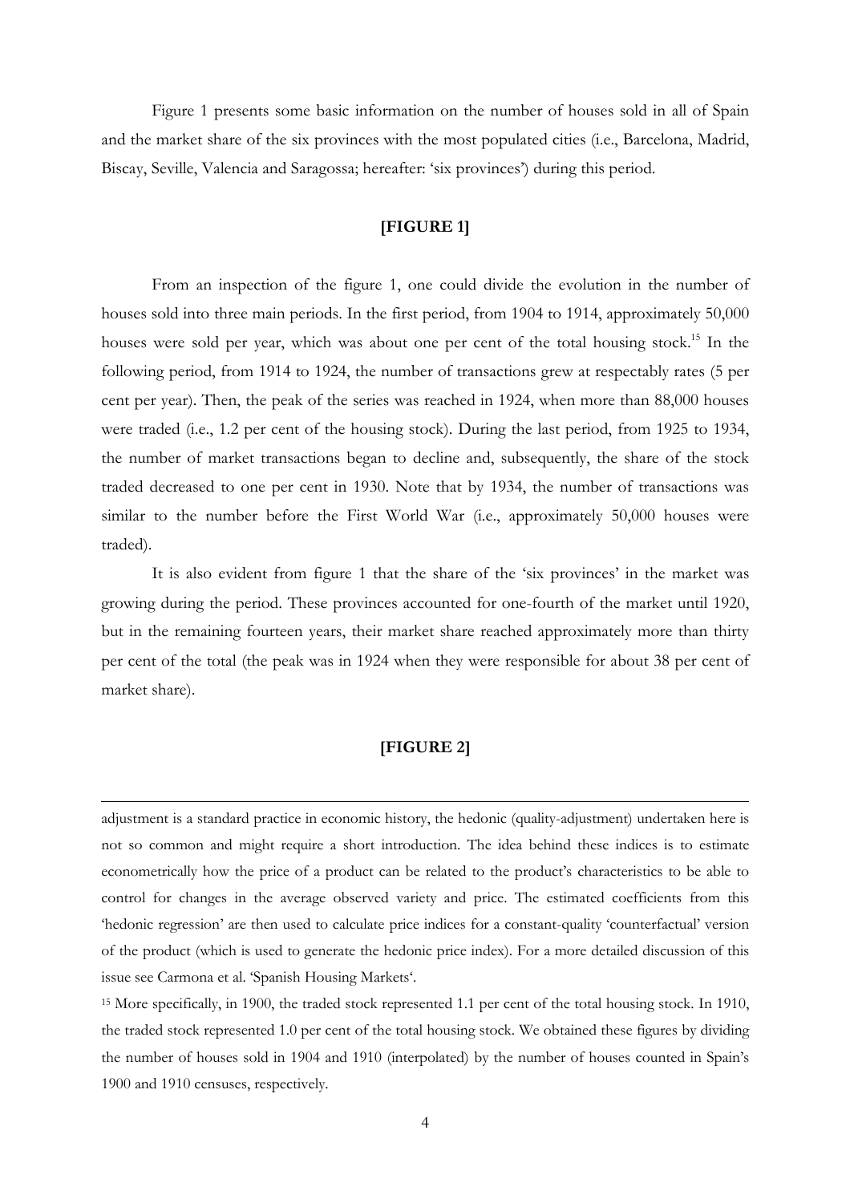Figure 1 presents some basic information on the number of houses sold in all of Spain and the market share of the six provinces with the most populated cities (i.e., Barcelona, Madrid, Biscay, Seville, Valencia and Saragossa; hereafter: 'six provinces') during this period.

**[FIGURE 1]**

From an inspection of the figure 1, one could divide the evolution in the number of houses sold into three main periods. In the first period, from 1904 to 1914, approximately 50,000 houses were sold per year, which was about one per cent of the total housing stock.[15] In the following period, from 1914 to 1924, the number of transactions grew at respectably rates (5 per cent per year). Then, the peak of the series was reached in 1924, when more than 88,000 houses were traded (i.e., 1.2 per cent of the housing stock). During the last period, from 1925 to 1934, the number of market transactions began to decline and, subsequently, the share of the stock traded decreased to one per cent in 1930. Note that by 1934, the number of transactions was similar to the number before the First World War (i.e., approximately 50,000 houses were traded).

It is also evident from figure 1 that the share of the 'six provinces' in the market was growing during the period. These provinces accounted for one-fourth of the market until 1920, but in the remaining fourteen years, their market share reached approximately more than thirty per cent of the total (the peak was in 1924 when they were responsible for about 38 per cent of market share).

**[FIGURE 2]**

---

adjustment is a standard practice in economic history, the hedonic (quality-adjustment) undertaken here is not so common and might require a short introduction. The idea behind these indices is to estimate econometrically how the price of a product can be related to the product's characteristics to be able to control for changes in the average observed variety and price. The estimated coefficients from this 'hedonic regression' are then used to calculate price indices for a constant-quality 'counterfactual' version of the product (which is used to generate the hedonic price index). For a more detailed discussion of this issue see Carmona et al. 'Spanish Housing Markets'.

[15] More specifically, in 1900, the traded stock represented 1.1 per cent of the total housing stock. In 1910, the traded stock represented 1.0 per cent of the total housing stock. We obtained these figures by dividing the number of houses sold in 1904 and 1910 (interpolated) by the number of houses counted in Spain's 1900 and 1910 censuses, respectively.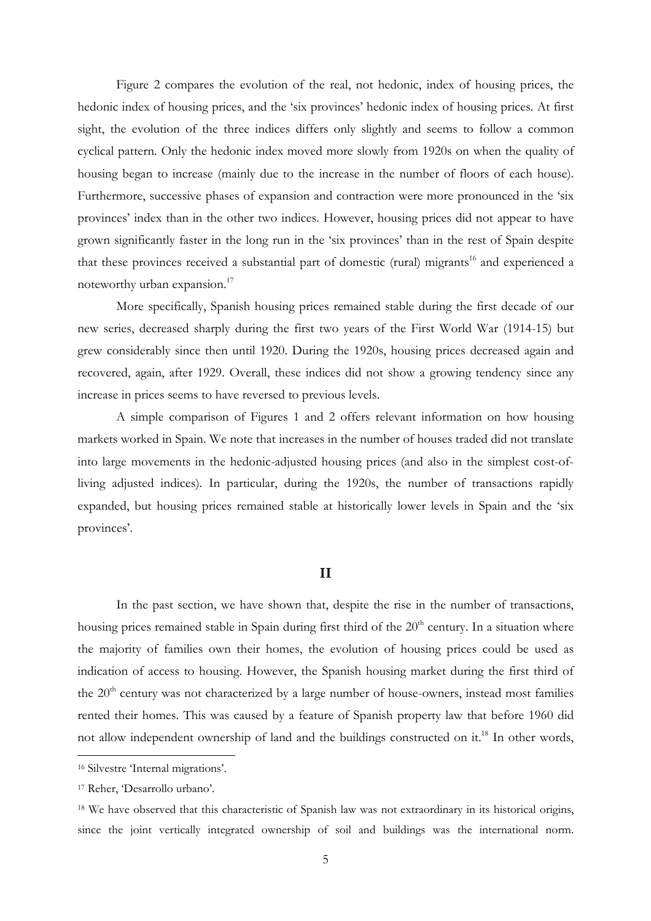Figure 2 compares the evolution of the real, not hedonic, index of housing prices, the hedonic index of housing prices, and the 'six provinces' hedonic index of housing prices. At first sight, the evolution of the three indices differs only slightly and seems to follow a common cyclical pattern. Only the hedonic index moved more slowly from 1920s on when the quality of housing began to increase (mainly due to the increase in the number of floors of each house). Furthermore, successive phases of expansion and contraction were more pronounced in the 'six provinces' index than in the other two indices. However, housing prices did not appear to have grown significantly faster in the long run in the 'six provinces' than in the rest of Spain despite that these provinces received a substantial part of domestic (rural) migrants[16] and experienced a noteworthy urban expansion.[17]

More specifically, Spanish housing prices remained stable during the first decade of our new series, decreased sharply during the first two years of the First World War (1914-15) but grew considerably since then until 1920. During the 1920s, housing prices decreased again and recovered, again, after 1929. Overall, these indices did not show a growing tendency since any increase in prices seems to have reversed to previous levels.

A simple comparison of Figures 1 and 2 offers relevant information on how housing markets worked in Spain. We note that increases in the number of houses traded did not translate into large movements in the hedonic-adjusted housing prices (and also in the simplest cost-of-living adjusted indices). In particular, during the 1920s, the number of transactions rapidly expanded, but housing prices remained stable at historically lower levels in Spain and the 'six provinces'.

## II

In the past section, we have shown that, despite the rise in the number of transactions, housing prices remained stable in Spain during first third of the 20th century. In a situation where the majority of families own their homes, the evolution of housing prices could be used as indication of access to housing. However, the Spanish housing market during the first third of the 20th century was not characterized by a large number of house-owners, instead most families rented their homes. This was caused by a feature of Spanish property law that before 1960 did not allow independent ownership of land and the buildings constructed on it.[18] In other words,

---

[16] Silvestre 'Internal migrations'.

[17] Reher, 'Desarrollo urbano'.

[18] We have observed that this characteristic of Spanish law was not extraordinary in its historical origins, since the joint vertically integrated ownership of soil and buildings was the international norm.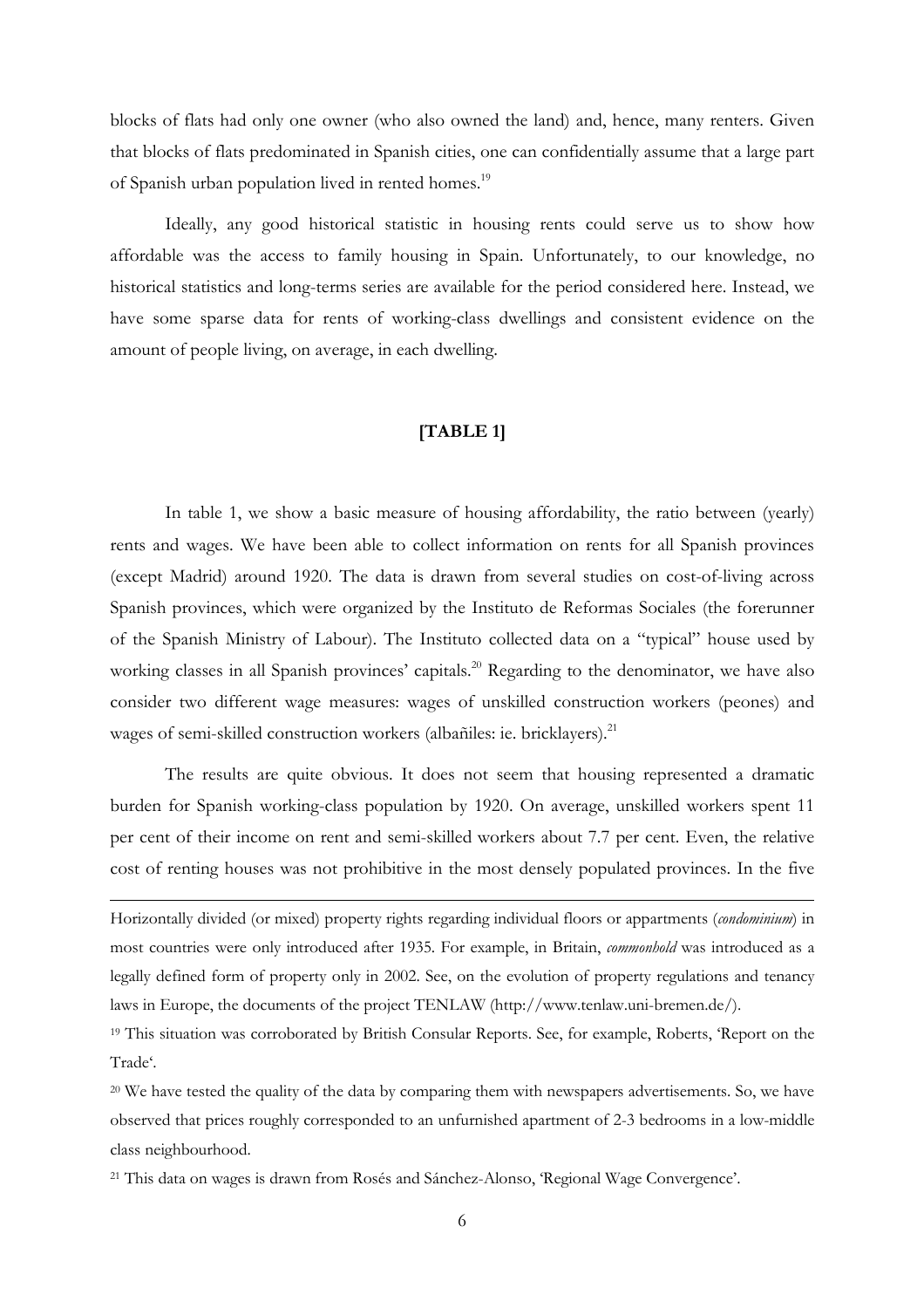blocks of flats had only one owner (who also owned the land) and, hence, many renters. Given that blocks of flats predominated in Spanish cities, one can confidentially assume that a large part of Spanish urban population lived in rented homes.[19]

Ideally, any good historical statistic in housing rents could serve us to show how affordable was the access to family housing in Spain. Unfortunately, to our knowledge, no historical statistics and long-terms series are available for the period considered here. Instead, we have some sparse data for rents of working-class dwellings and consistent evidence on the amount of people living, on average, in each dwelling.

**[TABLE 1]**

In table 1, we show a basic measure of housing affordability, the ratio between (yearly) rents and wages. We have been able to collect information on rents for all Spanish provinces (except Madrid) around 1920. The data is drawn from several studies on cost-of-living across Spanish provinces, which were organized by the Instituto de Reformas Sociales (the forerunner of the Spanish Ministry of Labour). The Instituto collected data on a "typical" house used by working classes in all Spanish provinces' capitals.[20] Regarding to the denominator, we have also consider two different wage measures: wages of unskilled construction workers (peones) and wages of semi-skilled construction workers (albañiles: ie. bricklayers).[21]

The results are quite obvious. It does not seem that housing represented a dramatic burden for Spanish working-class population by 1920. On average, unskilled workers spent 11 per cent of their income on rent and semi-skilled workers about 7.7 per cent. Even, the relative cost of renting houses was not prohibitive in the most densely populated provinces. In the five

---

Horizontally divided (or mixed) property rights regarding individual floors or appartments (*condominium*) in most countries were only introduced after 1935. For example, in Britain, *commonhold* was introduced as a legally defined form of property only in 2002. See, on the evolution of property regulations and tenancy laws in Europe, the documents of the project TENLAW (http://www.tenlaw.uni-bremen.de/).

[19] This situation was corroborated by British Consular Reports. See, for example, Roberts, 'Report on the Trade'.

[20] We have tested the quality of the data by comparing them with newspapers advertisements. So, we have observed that prices roughly corresponded to an unfurnished apartment of 2-3 bedrooms in a low-middle class neighbourhood.

[21] This data on wages is drawn from Rosés and Sánchez-Alonso, 'Regional Wage Convergence'.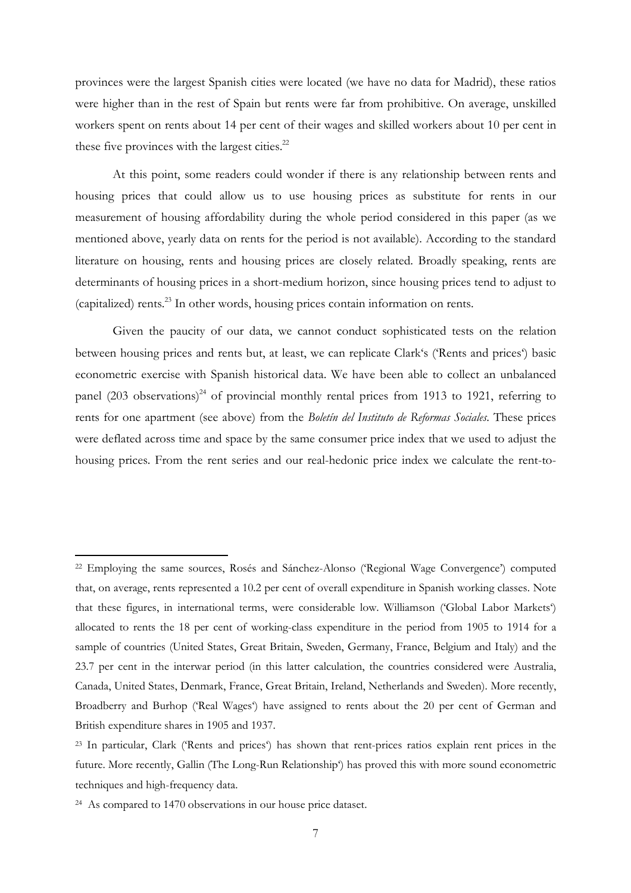provinces were the largest Spanish cities were located (we have no data for Madrid), these ratios were higher than in the rest of Spain but rents were far from prohibitive. On average, unskilled workers spent on rents about 14 per cent of their wages and skilled workers about 10 per cent in these five provinces with the largest cities.[22]

At this point, some readers could wonder if there is any relationship between rents and housing prices that could allow us to use housing prices as substitute for rents in our measurement of housing affordability during the whole period considered in this paper (as we mentioned above, yearly data on rents for the period is not available). According to the standard literature on housing, rents and housing prices are closely related. Broadly speaking, rents are determinants of housing prices in a short-medium horizon, since housing prices tend to adjust to (capitalized) rents.[23] In other words, housing prices contain information on rents.

Given the paucity of our data, we cannot conduct sophisticated tests on the relation between housing prices and rents but, at least, we can replicate Clark's ('Rents and prices') basic econometric exercise with Spanish historical data. We have been able to collect an unbalanced panel (203 observations)[24] of provincial monthly rental prices from 1913 to 1921, referring to rents for one apartment (see above) from the *Boletín del Instituto de Reformas Sociales*. These prices were deflated across time and space by the same consumer price index that we used to adjust the housing prices. From the rent series and our real-hedonic price index we calculate the rent-to-

---

[22] Employing the same sources, Rosés and Sánchez-Alonso ('Regional Wage Convergence') computed that, on average, rents represented a 10.2 per cent of overall expenditure in Spanish working classes. Note that these figures, in international terms, were considerable low. Williamson ('Global Labor Markets') allocated to rents the 18 per cent of working-class expenditure in the period from 1905 to 1914 for a sample of countries (United States, Great Britain, Sweden, Germany, France, Belgium and Italy) and the 23.7 per cent in the interwar period (in this latter calculation, the countries considered were Australia, Canada, United States, Denmark, France, Great Britain, Ireland, Netherlands and Sweden). More recently, Broadberry and Burhop ('Real Wages') have assigned to rents about the 20 per cent of German and British expenditure shares in 1905 and 1937.

[23] In particular, Clark ('Rents and prices') has shown that rent-prices ratios explain rent prices in the future. More recently, Gallin (The Long-Run Relationship') has proved this with more sound econometric techniques and high-frequency data.

[24] As compared to 1470 observations in our house price dataset.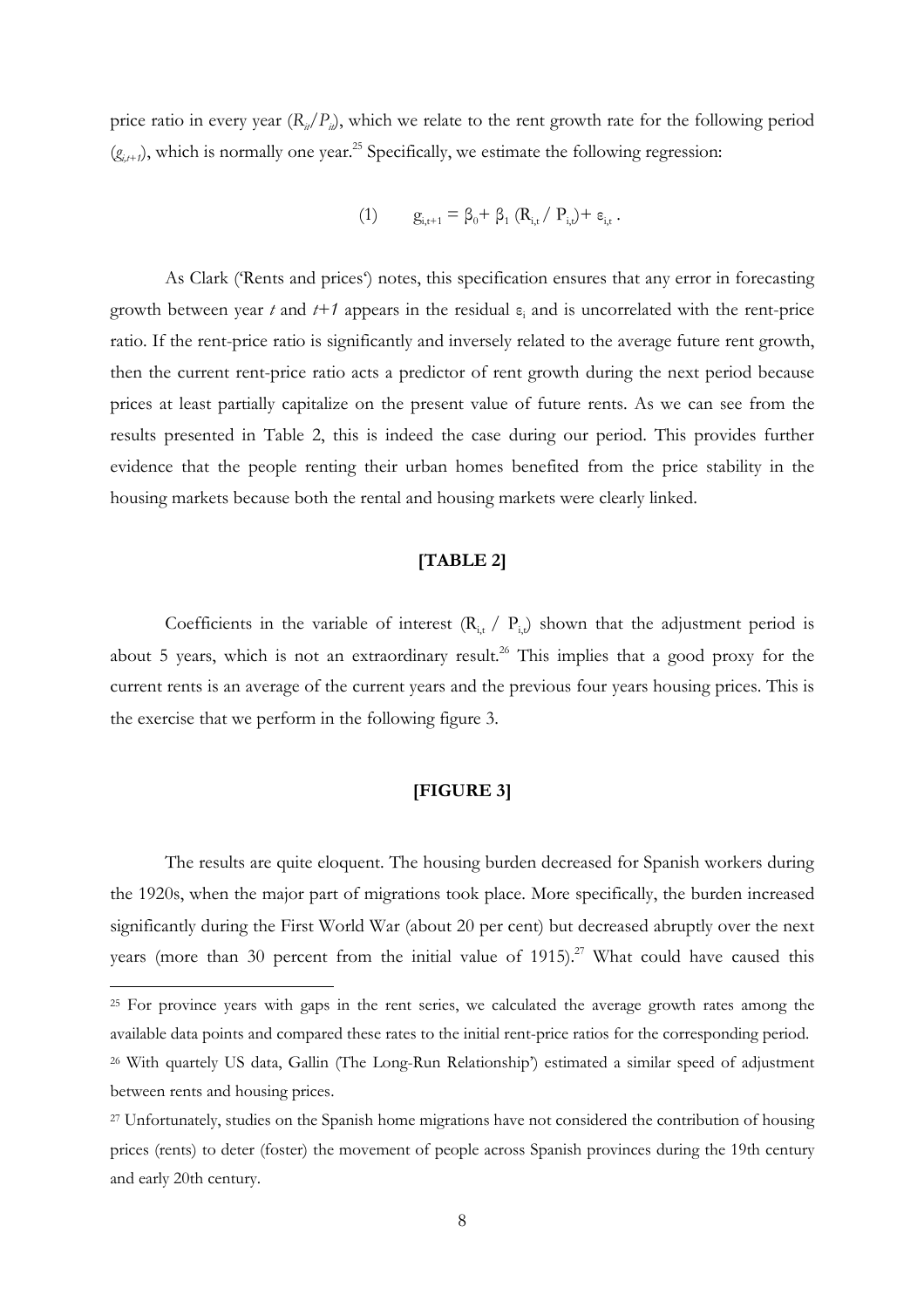price ratio in every year ($R_{it}/P_{it}$), which we relate to the rent growth rate for the following period ($g_{i,t+1}$), which is normally one year.[25] Specifically, we estimate the following regression:

$$\text{(1)} \qquad g_{i,t+1} = \beta_0 + \beta_1 (R_{i,t} / P_{i,t}) + \varepsilon_{i,t} .$$

As Clark ('Rents and prices') notes, this specification ensures that any error in forecasting growth between year *t* and *t+1* appears in the residual $\varepsilon_i$ and is uncorrelated with the rent-price ratio. If the rent-price ratio is significantly and inversely related to the average future rent growth, then the current rent-price ratio acts a predictor of rent growth during the next period because prices at least partially capitalize on the present value of future rents. As we can see from the results presented in Table 2, this is indeed the case during our period. This provides further evidence that the people renting their urban homes benefited from the price stability in the housing markets because both the rental and housing markets were clearly linked.

**[TABLE 2]**

Coefficients in the variable of interest ($R_{i,t}$ / $P_{i,t}$) shown that the adjustment period is about 5 years, which is not an extraordinary result.[26] This implies that a good proxy for the current rents is an average of the current years and the previous four years housing prices. This is the exercise that we perform in the following figure 3.

**[FIGURE 3]**

The results are quite eloquent. The housing burden decreased for Spanish workers during the 1920s, when the major part of migrations took place. More specifically, the burden increased significantly during the First World War (about 20 per cent) but decreased abruptly over the next years (more than 30 percent from the initial value of 1915).[27] What could have caused this

---

[25] For province years with gaps in the rent series, we calculated the average growth rates among the available data points and compared these rates to the initial rent-price ratios for the corresponding period.

[26] With quartely US data, Gallin (The Long-Run Relationship') estimated a similar speed of adjustment between rents and housing prices.

[27] Unfortunately, studies on the Spanish home migrations have not considered the contribution of housing prices (rents) to deter (foster) the movement of people across Spanish provinces during the 19th century and early 20th century.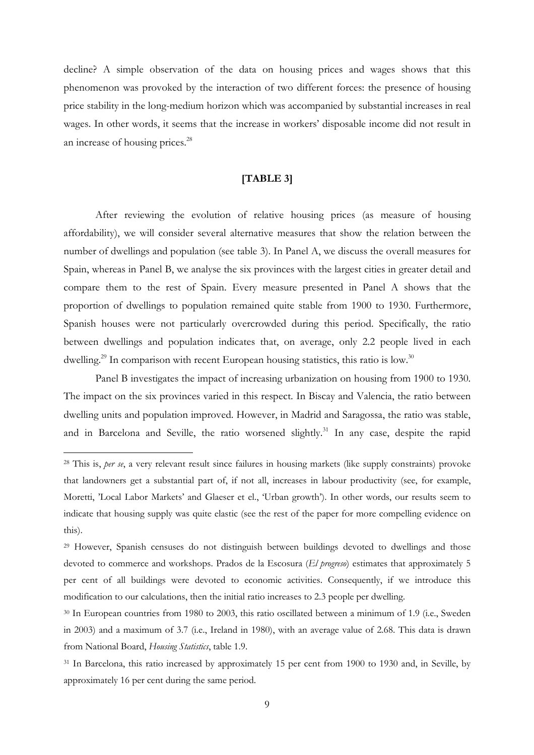decline? A simple observation of the data on housing prices and wages shows that this phenomenon was provoked by the interaction of two different forces: the presence of housing price stability in the long-medium horizon which was accompanied by substantial increases in real wages. In other words, it seems that the increase in workers' disposable income did not result in an increase of housing prices.[28]

**[TABLE 3]**

After reviewing the evolution of relative housing prices (as measure of housing affordability), we will consider several alternative measures that show the relation between the number of dwellings and population (see table 3). In Panel A, we discuss the overall measures for Spain, whereas in Panel B, we analyse the six provinces with the largest cities in greater detail and compare them to the rest of Spain. Every measure presented in Panel A shows that the proportion of dwellings to population remained quite stable from 1900 to 1930. Furthermore, Spanish houses were not particularly overcrowded during this period. Specifically, the ratio between dwellings and population indicates that, on average, only 2.2 people lived in each dwelling.[29] In comparison with recent European housing statistics, this ratio is low.[30]

Panel B investigates the impact of increasing urbanization on housing from 1900 to 1930. The impact on the six provinces varied in this respect. In Biscay and Valencia, the ratio between dwelling units and population improved. However, in Madrid and Saragossa, the ratio was stable, and in Barcelona and Seville, the ratio worsened slightly.[31] In any case, despite the rapid

---

[28] This is, *per se*, a very relevant result since failures in housing markets (like supply constraints) provoke that landowners get a substantial part of, if not all, increases in labour productivity (see, for example, Moretti, 'Local Labor Markets' and Glaeser et el., 'Urban growth'). In other words, our results seem to indicate that housing supply was quite elastic (see the rest of the paper for more compelling evidence on this).

[29] However, Spanish censuses do not distinguish between buildings devoted to dwellings and those devoted to commerce and workshops. Prados de la Escosura (*El progreso*) estimates that approximately 5 per cent of all buildings were devoted to economic activities. Consequently, if we introduce this modification to our calculations, then the initial ratio increases to 2.3 people per dwelling.

[30] In European countries from 1980 to 2003, this ratio oscillated between a minimum of 1.9 (i.e., Sweden in 2003) and a maximum of 3.7 (i.e., Ireland in 1980), with an average value of 2.68. This data is drawn from National Board, *Housing Statistics*, table 1.9.

[31] In Barcelona, this ratio increased by approximately 15 per cent from 1900 to 1930 and, in Seville, by approximately 16 per cent during the same period.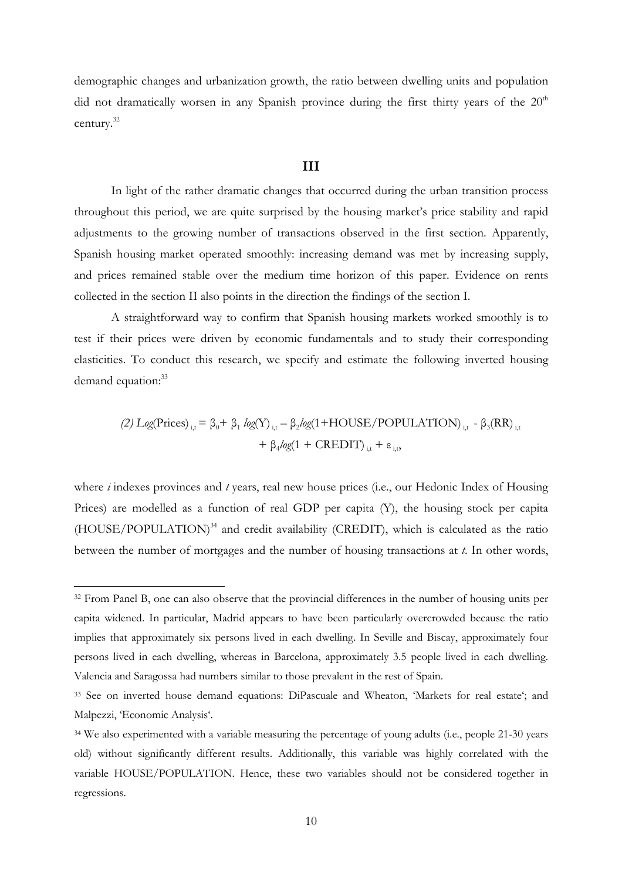demographic changes and urbanization growth, the ratio between dwelling units and population did not dramatically worsen in any Spanish province during the first thirty years of the 20[th] century.[32]

## III

In light of the rather dramatic changes that occurred during the urban transition process throughout this period, we are quite surprised by the housing market's price stability and rapid adjustments to the growing number of transactions observed in the first section. Apparently, Spanish housing market operated smoothly: increasing demand was met by increasing supply, and prices remained stable over the medium time horizon of this paper. Evidence on rents collected in the section II also points in the direction the findings of the section I.

A straightforward way to confirm that Spanish housing markets worked smoothly is to test if their prices were driven by economic fundamentals and to study their corresponding elasticities. To conduct this research, we specify and estimate the following inverted housing demand equation:[33]

$$(2)\ Log(\text{Prices})_{i,t} = \beta_0 + \beta_1\, log(\text{Y})_{i,t} - \beta_2 log(1+\text{HOUSE/POPULATION})_{i,t} - \beta_3(\text{RR})_{i,t} + \beta_4 log(1 + \text{CREDIT})_{i,t} + \varepsilon_{i,t},$$

where *i* indexes provinces and *t* years, real new house prices (i.e., our Hedonic Index of Housing Prices) are modelled as a function of real GDP per capita (Y), the housing stock per capita (HOUSE/POPULATION)[34] and credit availability (CREDIT), which is calculated as the ratio between the number of mortgages and the number of housing transactions at *t*. In other words,

---

[32] From Panel B, one can also observe that the provincial differences in the number of housing units per capita widened. In particular, Madrid appears to have been particularly overcrowded because the ratio implies that approximately six persons lived in each dwelling. In Seville and Biscay, approximately four persons lived in each dwelling, whereas in Barcelona, approximately 3.5 people lived in each dwelling. Valencia and Saragossa had numbers similar to those prevalent in the rest of Spain.

[33] See on inverted house demand equations: DiPascuale and Wheaton, 'Markets for real estate'; and Malpezzi, 'Economic Analysis'.

[34] We also experimented with a variable measuring the percentage of young adults (i.e., people 21-30 years old) without significantly different results. Additionally, this variable was highly correlated with the variable HOUSE/POPULATION. Hence, these two variables should not be considered together in regressions.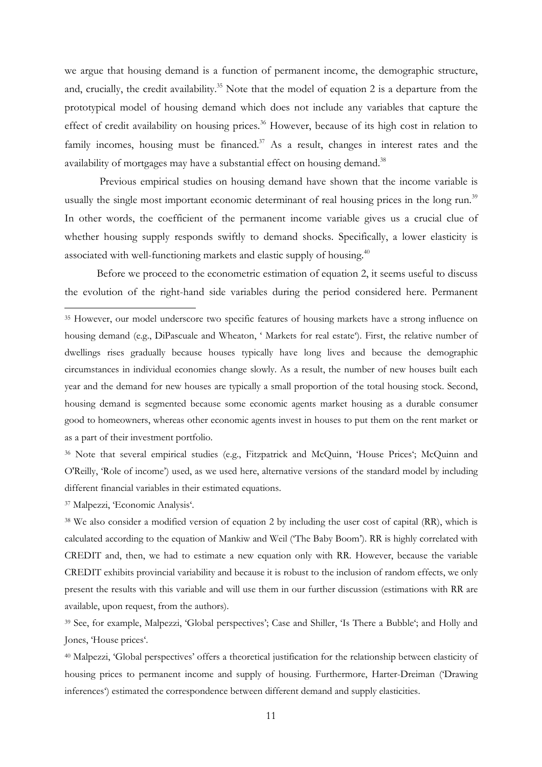we argue that housing demand is a function of permanent income, the demographic structure, and, crucially, the credit availability.[35] Note that the model of equation 2 is a departure from the prototypical model of housing demand which does not include any variables that capture the effect of credit availability on housing prices.[36] However, because of its high cost in relation to family incomes, housing must be financed.[37] As a result, changes in interest rates and the availability of mortgages may have a substantial effect on housing demand.[38]

Previous empirical studies on housing demand have shown that the income variable is usually the single most important economic determinant of real housing prices in the long run.[39] In other words, the coefficient of the permanent income variable gives us a crucial clue of whether housing supply responds swiftly to demand shocks. Specifically, a lower elasticity is associated with well-functioning markets and elastic supply of housing.[40]

Before we proceed to the econometric estimation of equation 2, it seems useful to discuss the evolution of the right-hand side variables during the period considered here. Permanent

---

[35] However, our model underscore two specific features of housing markets have a strong influence on housing demand (e.g., DiPascuale and Wheaton, ' Markets for real estate'). First, the relative number of dwellings rises gradually because houses typically have long lives and because the demographic circumstances in individual economies change slowly. As a result, the number of new houses built each year and the demand for new houses are typically a small proportion of the total housing stock. Second, housing demand is segmented because some economic agents market housing as a durable consumer good to homeowners, whereas other economic agents invest in houses to put them on the rent market or as a part of their investment portfolio.

[36] Note that several empirical studies (e.g., Fitzpatrick and McQuinn, 'House Prices'; McQuinn and O'Reilly, 'Role of income') used, as we used here, alternative versions of the standard model by including different financial variables in their estimated equations.

[37] Malpezzi, 'Economic Analysis'.

[38] We also consider a modified version of equation 2 by including the user cost of capital (RR), which is calculated according to the equation of Mankiw and Weil ('The Baby Boom'). RR is highly correlated with CREDIT and, then, we had to estimate a new equation only with RR. However, because the variable CREDIT exhibits provincial variability and because it is robust to the inclusion of random effects, we only present the results with this variable and will use them in our further discussion (estimations with RR are available, upon request, from the authors).

[39] See, for example, Malpezzi, 'Global perspectives'; Case and Shiller, 'Is There a Bubble'; and Holly and Jones, 'House prices'.

[40] Malpezzi, 'Global perspectives' offers a theoretical justification for the relationship between elasticity of housing prices to permanent income and supply of housing. Furthermore, Harter-Dreiman ('Drawing inferences') estimated the correspondence between different demand and supply elasticities.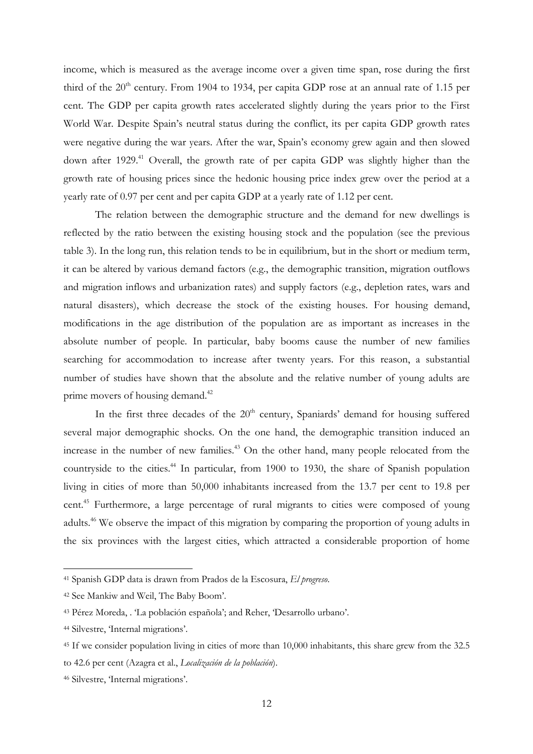income, which is measured as the average income over a given time span, rose during the first third of the 20th century. From 1904 to 1934, per capita GDP rose at an annual rate of 1.15 per cent. The GDP per capita growth rates accelerated slightly during the years prior to the First World War. Despite Spain's neutral status during the conflict, its per capita GDP growth rates were negative during the war years. After the war, Spain's economy grew again and then slowed down after 1929.[41] Overall, the growth rate of per capita GDP was slightly higher than the growth rate of housing prices since the hedonic housing price index grew over the period at a yearly rate of 0.97 per cent and per capita GDP at a yearly rate of 1.12 per cent.

The relation between the demographic structure and the demand for new dwellings is reflected by the ratio between the existing housing stock and the population (see the previous table 3). In the long run, this relation tends to be in equilibrium, but in the short or medium term, it can be altered by various demand factors (e.g., the demographic transition, migration outflows and migration inflows and urbanization rates) and supply factors (e.g., depletion rates, wars and natural disasters), which decrease the stock of the existing houses. For housing demand, modifications in the age distribution of the population are as important as increases in the absolute number of people. In particular, baby booms cause the number of new families searching for accommodation to increase after twenty years. For this reason, a substantial number of studies have shown that the absolute and the relative number of young adults are prime movers of housing demand.[42]

In the first three decades of the 20th century, Spaniards' demand for housing suffered several major demographic shocks. On the one hand, the demographic transition induced an increase in the number of new families.[43] On the other hand, many people relocated from the countryside to the cities.[44] In particular, from 1900 to 1930, the share of Spanish population living in cities of more than 50,000 inhabitants increased from the 13.7 per cent to 19.8 per cent.[45] Furthermore, a large percentage of rural migrants to cities were composed of young adults.[46] We observe the impact of this migration by comparing the proportion of young adults in the six provinces with the largest cities, which attracted a considerable proportion of home

---

[41] Spanish GDP data is drawn from Prados de la Escosura, *El progreso*.

[42] See Mankiw and Weil, The Baby Boom'.

[43] Pérez Moreda, . 'La población española'; and Reher, 'Desarrollo urbano'.

[44] Silvestre, 'Internal migrations'.

[45] If we consider population living in cities of more than 10,000 inhabitants, this share grew from the 32.5 to 42.6 per cent (Azagra et al., *Localización de la población*).

[46] Silvestre, 'Internal migrations'.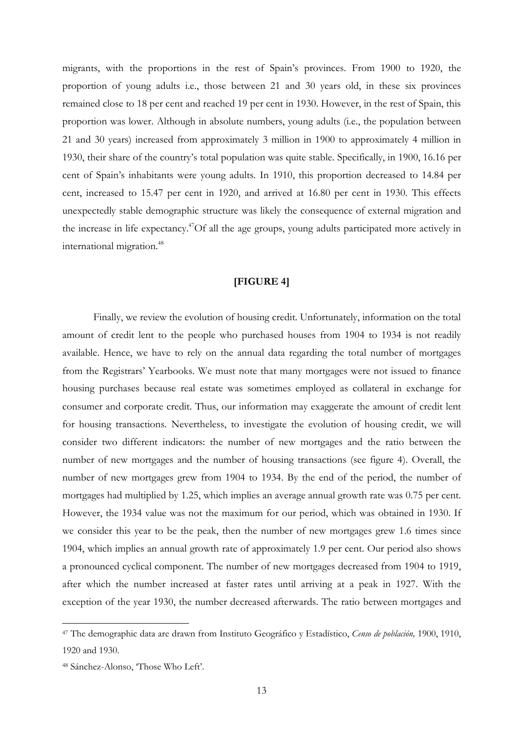migrants, with the proportions in the rest of Spain's provinces. From 1900 to 1920, the proportion of young adults i.e., those between 21 and 30 years old, in these six provinces remained close to 18 per cent and reached 19 per cent in 1930. However, in the rest of Spain, this proportion was lower. Although in absolute numbers, young adults (i.e., the population between 21 and 30 years) increased from approximately 3 million in 1900 to approximately 4 million in 1930, their share of the country's total population was quite stable. Specifically, in 1900, 16.16 per cent of Spain's inhabitants were young adults. In 1910, this proportion decreased to 14.84 per cent, increased to 15.47 per cent in 1920, and arrived at 16.80 per cent in 1930. This effects unexpectedly stable demographic structure was likely the consequence of external migration and the increase in life expectancy.[47] Of all the age groups, young adults participated more actively in international migration.[48]

**[FIGURE 4]**

Finally, we review the evolution of housing credit. Unfortunately, information on the total amount of credit lent to the people who purchased houses from 1904 to 1934 is not readily available. Hence, we have to rely on the annual data regarding the total number of mortgages from the Registrars' Yearbooks. We must note that many mortgages were not issued to finance housing purchases because real estate was sometimes employed as collateral in exchange for consumer and corporate credit. Thus, our information may exaggerate the amount of credit lent for housing transactions. Nevertheless, to investigate the evolution of housing credit, we will consider two different indicators: the number of new mortgages and the ratio between the number of new mortgages and the number of housing transactions (see figure 4). Overall, the number of new mortgages grew from 1904 to 1934. By the end of the period, the number of mortgages had multiplied by 1.25, which implies an average annual growth rate was 0.75 per cent. However, the 1934 value was not the maximum for our period, which was obtained in 1930. If we consider this year to be the peak, then the number of new mortgages grew 1.6 times since 1904, which implies an annual growth rate of approximately 1.9 per cent. Our period also shows a pronounced cyclical component. The number of new mortgages decreased from 1904 to 1919, after which the number increased at faster rates until arriving at a peak in 1927. With the exception of the year 1930, the number decreased afterwards. The ratio between mortgages and

[47] The demographic data are drawn from Instituto Geográfico y Estadístico, *Censo de población,* 1900, 1910, 1920 and 1930.

[48] Sánchez-Alonso, 'Those Who Left'.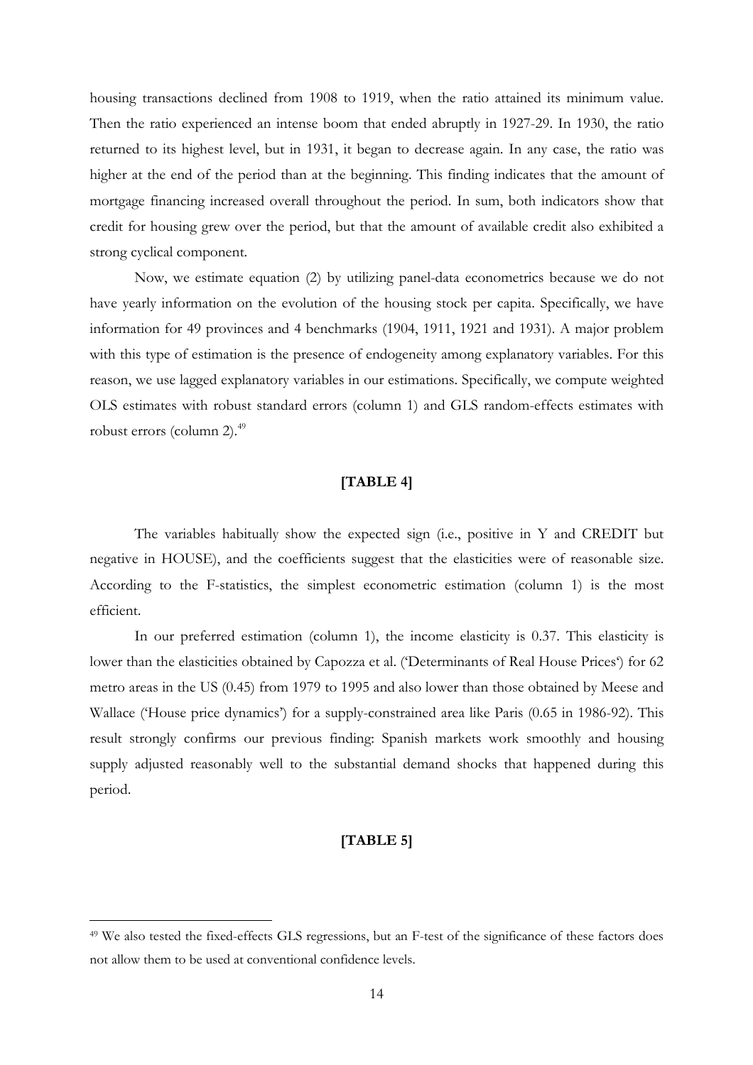housing transactions declined from 1908 to 1919, when the ratio attained its minimum value. Then the ratio experienced an intense boom that ended abruptly in 1927-29. In 1930, the ratio returned to its highest level, but in 1931, it began to decrease again. In any case, the ratio was higher at the end of the period than at the beginning. This finding indicates that the amount of mortgage financing increased overall throughout the period. In sum, both indicators show that credit for housing grew over the period, but that the amount of available credit also exhibited a strong cyclical component.

Now, we estimate equation (2) by utilizing panel-data econometrics because we do not have yearly information on the evolution of the housing stock per capita. Specifically, we have information for 49 provinces and 4 benchmarks (1904, 1911, 1921 and 1931). A major problem with this type of estimation is the presence of endogeneity among explanatory variables. For this reason, we use lagged explanatory variables in our estimations. Specifically, we compute weighted OLS estimates with robust standard errors (column 1) and GLS random-effects estimates with robust errors (column 2).[49]

**[TABLE 4]**

The variables habitually show the expected sign (i.e., positive in Y and CREDIT but negative in HOUSE), and the coefficients suggest that the elasticities were of reasonable size. According to the F-statistics, the simplest econometric estimation (column 1) is the most efficient.

In our preferred estimation (column 1), the income elasticity is 0.37. This elasticity is lower than the elasticities obtained by Capozza et al. ('Determinants of Real House Prices') for 62 metro areas in the US (0.45) from 1979 to 1995 and also lower than those obtained by Meese and Wallace ('House price dynamics') for a supply-constrained area like Paris (0.65 in 1986-92). This result strongly confirms our previous finding: Spanish markets work smoothly and housing supply adjusted reasonably well to the substantial demand shocks that happened during this period.

**[TABLE 5]**

---

[49] We also tested the fixed-effects GLS regressions, but an F-test of the significance of these factors does not allow them to be used at conventional confidence levels.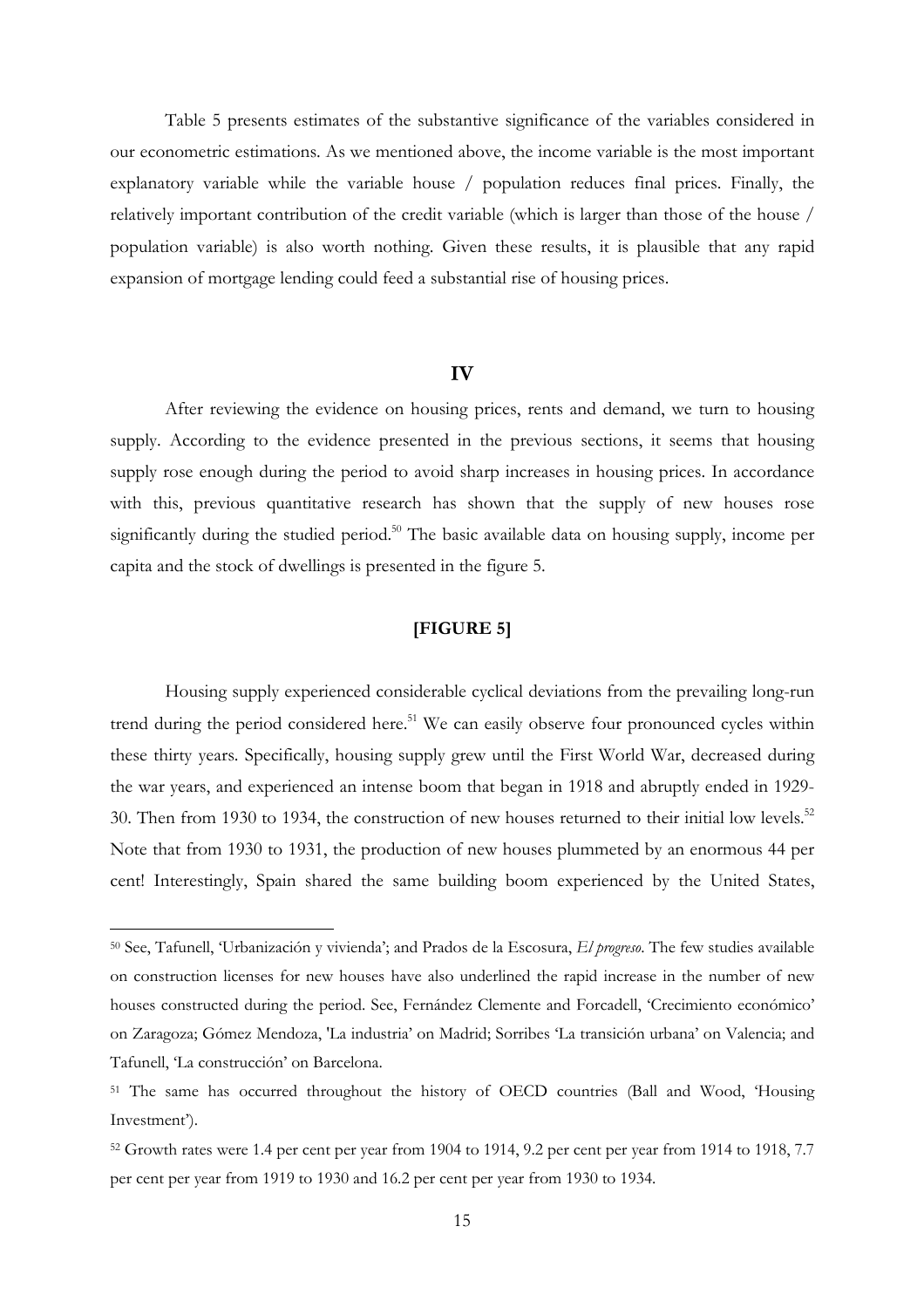Table 5 presents estimates of the substantive significance of the variables considered in our econometric estimations. As we mentioned above, the income variable is the most important explanatory variable while the variable house / population reduces final prices. Finally, the relatively important contribution of the credit variable (which is larger than those of the house / population variable) is also worth nothing. Given these results, it is plausible that any rapid expansion of mortgage lending could feed a substantial rise of housing prices.

## IV

After reviewing the evidence on housing prices, rents and demand, we turn to housing supply. According to the evidence presented in the previous sections, it seems that housing supply rose enough during the period to avoid sharp increases in housing prices. In accordance with this, previous quantitative research has shown that the supply of new houses rose significantly during the studied period.[50] The basic available data on housing supply, income per capita and the stock of dwellings is presented in the figure 5.

**[FIGURE 5]**

Housing supply experienced considerable cyclical deviations from the prevailing long-run trend during the period considered here.[51] We can easily observe four pronounced cycles within these thirty years. Specifically, housing supply grew until the First World War, decreased during the war years, and experienced an intense boom that began in 1918 and abruptly ended in 1929-30. Then from 1930 to 1934, the construction of new houses returned to their initial low levels.[52] Note that from 1930 to 1931, the production of new houses plummeted by an enormous 44 per cent! Interestingly, Spain shared the same building boom experienced by the United States,

---

[50] See, Tafunell, 'Urbanización y vivienda'; and Prados de la Escosura, *El progreso*. The few studies available on construction licenses for new houses have also underlined the rapid increase in the number of new houses constructed during the period. See, Fernández Clemente and Forcadell, 'Crecimiento económico' on Zaragoza; Gómez Mendoza, 'La industria' on Madrid; Sorribes 'La transición urbana' on Valencia; and Tafunell, 'La construcción' on Barcelona.

[51] The same has occurred throughout the history of OECD countries (Ball and Wood, 'Housing Investment').

[52] Growth rates were 1.4 per cent per year from 1904 to 1914, 9.2 per cent per year from 1914 to 1918, 7.7 per cent per year from 1919 to 1930 and 16.2 per cent per year from 1930 to 1934.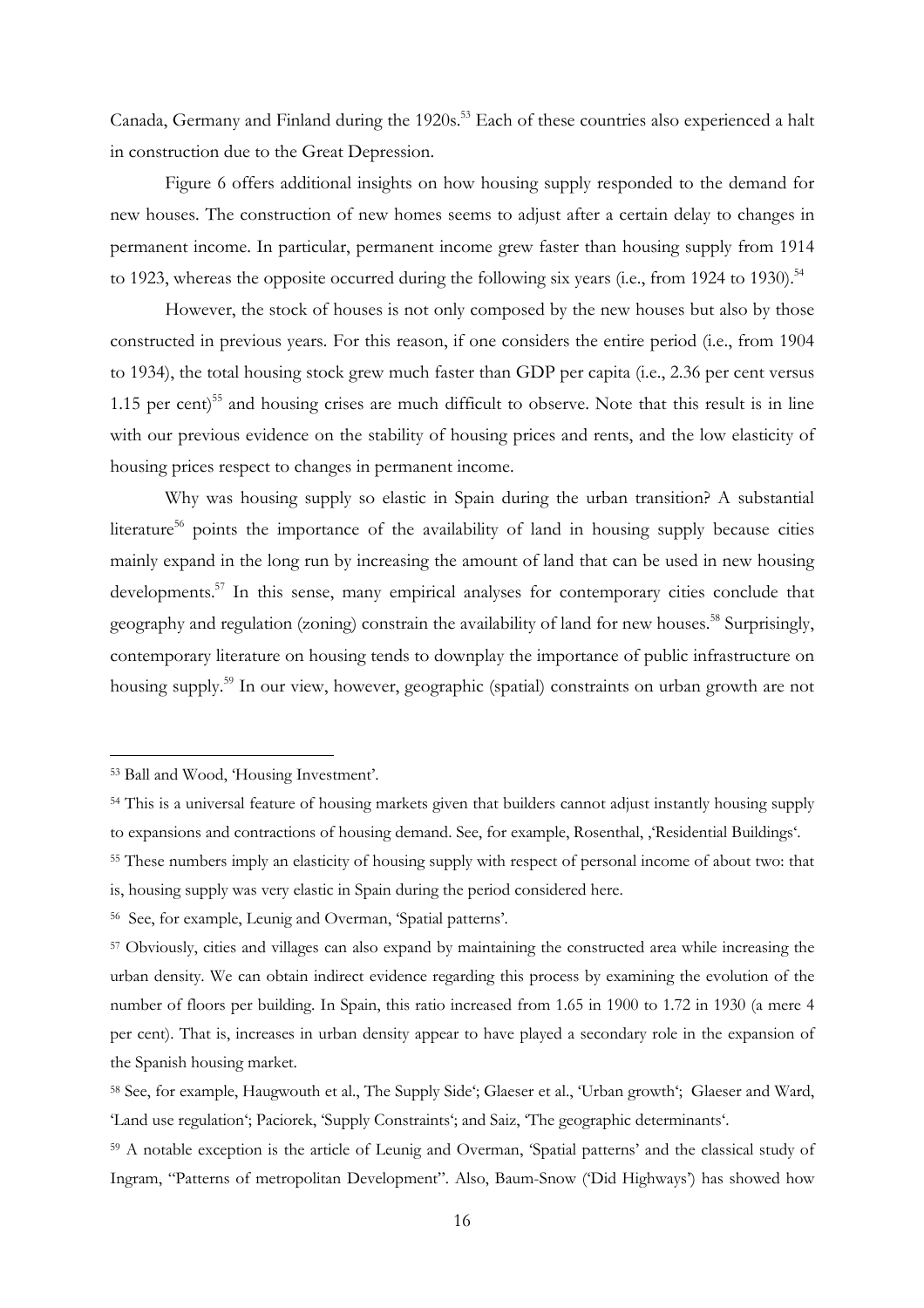Canada, Germany and Finland during the 1920s.[53] Each of these countries also experienced a halt in construction due to the Great Depression.

Figure 6 offers additional insights on how housing supply responded to the demand for new houses. The construction of new homes seems to adjust after a certain delay to changes in permanent income. In particular, permanent income grew faster than housing supply from 1914 to 1923, whereas the opposite occurred during the following six years (i.e., from 1924 to 1930).[54]

However, the stock of houses is not only composed by the new houses but also by those constructed in previous years. For this reason, if one considers the entire period (i.e., from 1904 to 1934), the total housing stock grew much faster than GDP per capita (i.e., 2.36 per cent versus 1.15 per cent)[55] and housing crises are much difficult to observe. Note that this result is in line with our previous evidence on the stability of housing prices and rents, and the low elasticity of housing prices respect to changes in permanent income.

Why was housing supply so elastic in Spain during the urban transition? A substantial literature[56] points the importance of the availability of land in housing supply because cities mainly expand in the long run by increasing the amount of land that can be used in new housing developments.[57] In this sense, many empirical analyses for contemporary cities conclude that geography and regulation (zoning) constrain the availability of land for new houses.[58] Surprisingly, contemporary literature on housing tends to downplay the importance of public infrastructure on housing supply.[59] In our view, however, geographic (spatial) constraints on urban growth are not

---

[53] Ball and Wood, 'Housing Investment'.

[54] This is a universal feature of housing markets given that builders cannot adjust instantly housing supply to expansions and contractions of housing demand. See, for example, Rosenthal, ,'Residential Buildings'.

[55] These numbers imply an elasticity of housing supply with respect of personal income of about two: that is, housing supply was very elastic in Spain during the period considered here.

[56] See, for example, Leunig and Overman, 'Spatial patterns'.

[57] Obviously, cities and villages can also expand by maintaining the constructed area while increasing the urban density. We can obtain indirect evidence regarding this process by examining the evolution of the number of floors per building. In Spain, this ratio increased from 1.65 in 1900 to 1.72 in 1930 (a mere 4 per cent). That is, increases in urban density appear to have played a secondary role in the expansion of the Spanish housing market.

[58] See, for example, Haugwouth et al., The Supply Side'; Glaeser et al., 'Urban growth'; Glaeser and Ward, 'Land use regulation'; Paciorek, 'Supply Constraints'; and Saiz, 'The geographic determinants'.

[59] A notable exception is the article of Leunig and Overman, 'Spatial patterns' and the classical study of Ingram, "Patterns of metropolitan Development". Also, Baum-Snow ('Did Highways') has showed how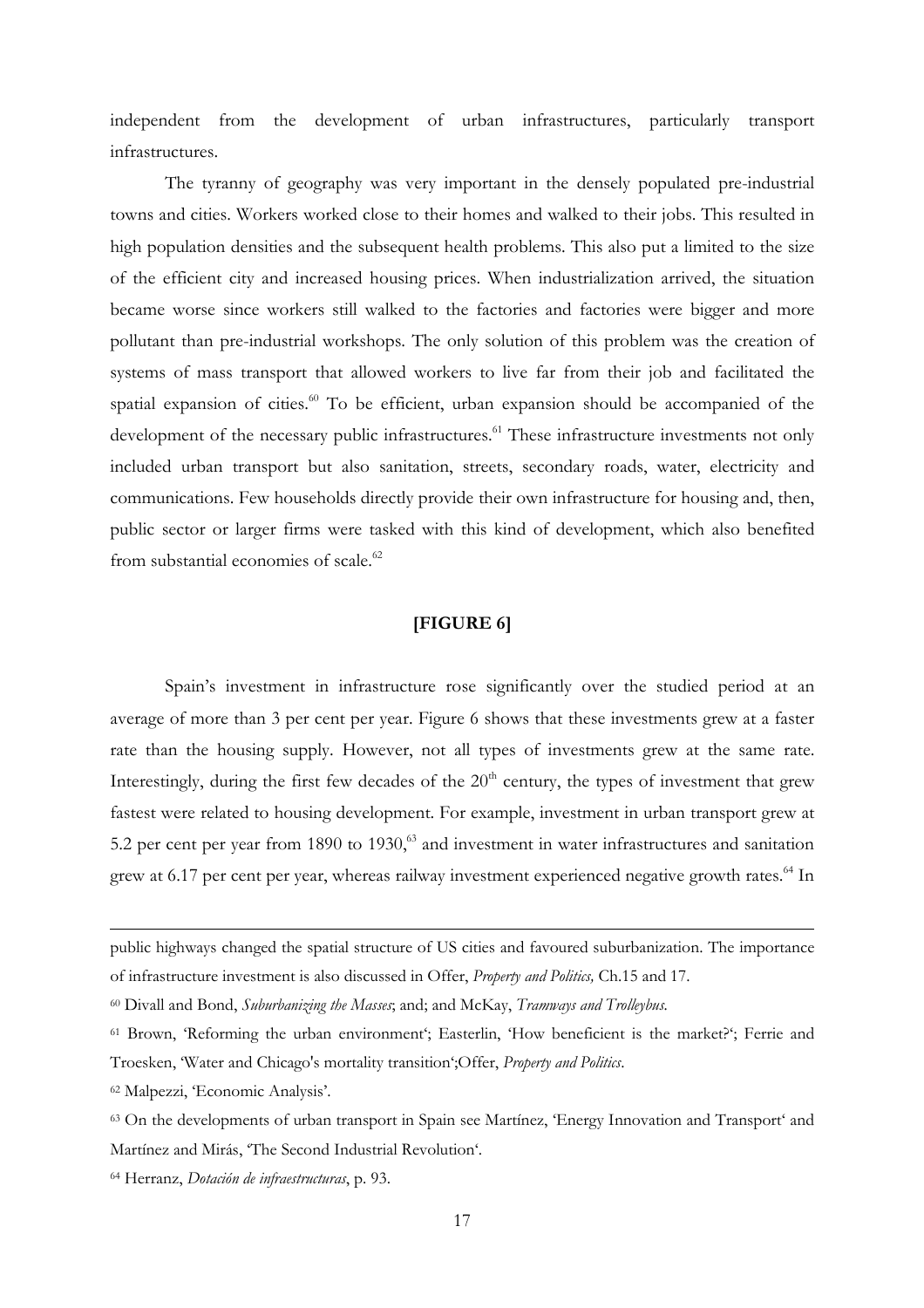independent from the development of urban infrastructures, particularly transport infrastructures.

The tyranny of geography was very important in the densely populated pre-industrial towns and cities. Workers worked close to their homes and walked to their jobs. This resulted in high population densities and the subsequent health problems. This also put a limited to the size of the efficient city and increased housing prices. When industrialization arrived, the situation became worse since workers still walked to the factories and factories were bigger and more pollutant than pre-industrial workshops. The only solution of this problem was the creation of systems of mass transport that allowed workers to live far from their job and facilitated the spatial expansion of cities.[60] To be efficient, urban expansion should be accompanied of the development of the necessary public infrastructures.[61] These infrastructure investments not only included urban transport but also sanitation, streets, secondary roads, water, electricity and communications. Few households directly provide their own infrastructure for housing and, then, public sector or larger firms were tasked with this kind of development, which also benefited from substantial economies of scale.[62]

**[FIGURE 6]**

Spain's investment in infrastructure rose significantly over the studied period at an average of more than 3 per cent per year. Figure 6 shows that these investments grew at a faster rate than the housing supply. However, not all types of investments grew at the same rate. Interestingly, during the first few decades of the 20th century, the types of investment that grew fastest were related to housing development. For example, investment in urban transport grew at 5.2 per cent per year from 1890 to 1930,[63] and investment in water infrastructures and sanitation grew at 6.17 per cent per year, whereas railway investment experienced negative growth rates.[64] In

---

public highways changed the spatial structure of US cities and favoured suburbanization. The importance of infrastructure investment is also discussed in Offer, *Property and Politics,* Ch.15 and 17.

[60] Divall and Bond, *Suburbanizing the Masses*; and; and McKay, *Tramways and Trolleybus.*

[61] Brown, 'Reforming the urban environment'; Easterlin, 'How beneficient is the market?'; Ferrie and Troesken, 'Water and Chicago's mortality transition';Offer, *Property and Politics*.

[62] Malpezzi, 'Economic Analysis'.

[63] On the developments of urban transport in Spain see Martínez, 'Energy Innovation and Transport' and Martínez and Mirás, 'The Second Industrial Revolution'.

[64] Herranz, *Dotación de infraestructuras*, p. 93.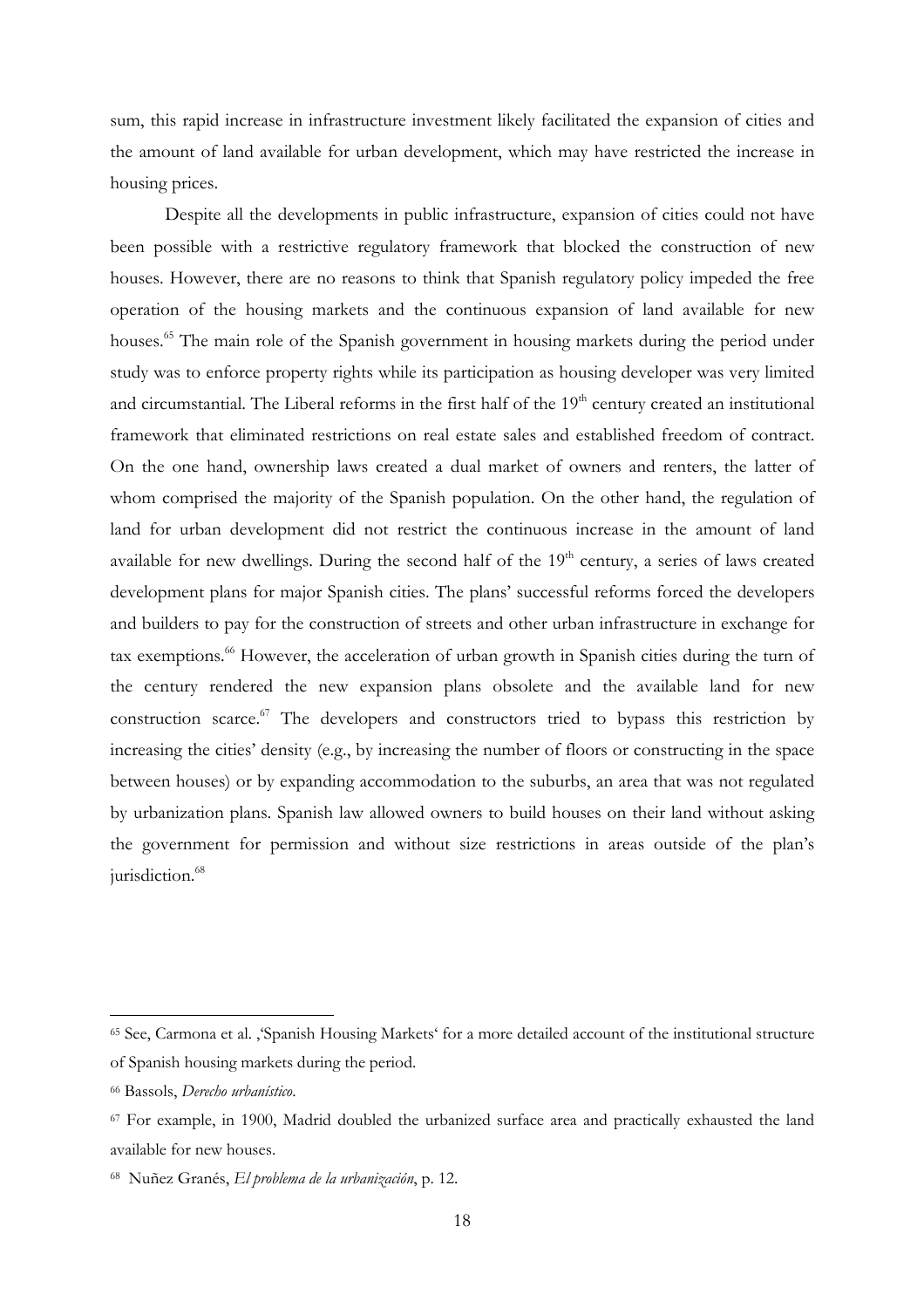sum, this rapid increase in infrastructure investment likely facilitated the expansion of cities and the amount of land available for urban development, which may have restricted the increase in housing prices.

Despite all the developments in public infrastructure, expansion of cities could not have been possible with a restrictive regulatory framework that blocked the construction of new houses. However, there are no reasons to think that Spanish regulatory policy impeded the free operation of the housing markets and the continuous expansion of land available for new houses.[65] The main role of the Spanish government in housing markets during the period under study was to enforce property rights while its participation as housing developer was very limited and circumstantial. The Liberal reforms in the first half of the 19th century created an institutional framework that eliminated restrictions on real estate sales and established freedom of contract. On the one hand, ownership laws created a dual market of owners and renters, the latter of whom comprised the majority of the Spanish population. On the other hand, the regulation of land for urban development did not restrict the continuous increase in the amount of land available for new dwellings. During the second half of the 19th century, a series of laws created development plans for major Spanish cities. The plans' successful reforms forced the developers and builders to pay for the construction of streets and other urban infrastructure in exchange for tax exemptions.[66] However, the acceleration of urban growth in Spanish cities during the turn of the century rendered the new expansion plans obsolete and the available land for new construction scarce.[67] The developers and constructors tried to bypass this restriction by increasing the cities' density (e.g., by increasing the number of floors or constructing in the space between houses) or by expanding accommodation to the suburbs, an area that was not regulated by urbanization plans. Spanish law allowed owners to build houses on their land without asking the government for permission and without size restrictions in areas outside of the plan's jurisdiction.[68]

---

[65] See, Carmona et al. ,'Spanish Housing Markets' for a more detailed account of the institutional structure of Spanish housing markets during the period.

[66] Bassols, *Derecho urbanístico*.

[67] For example, in 1900, Madrid doubled the urbanized surface area and practically exhausted the land available for new houses.

[68] Nuñez Granés, *El problema de la urbanización*, p. 12.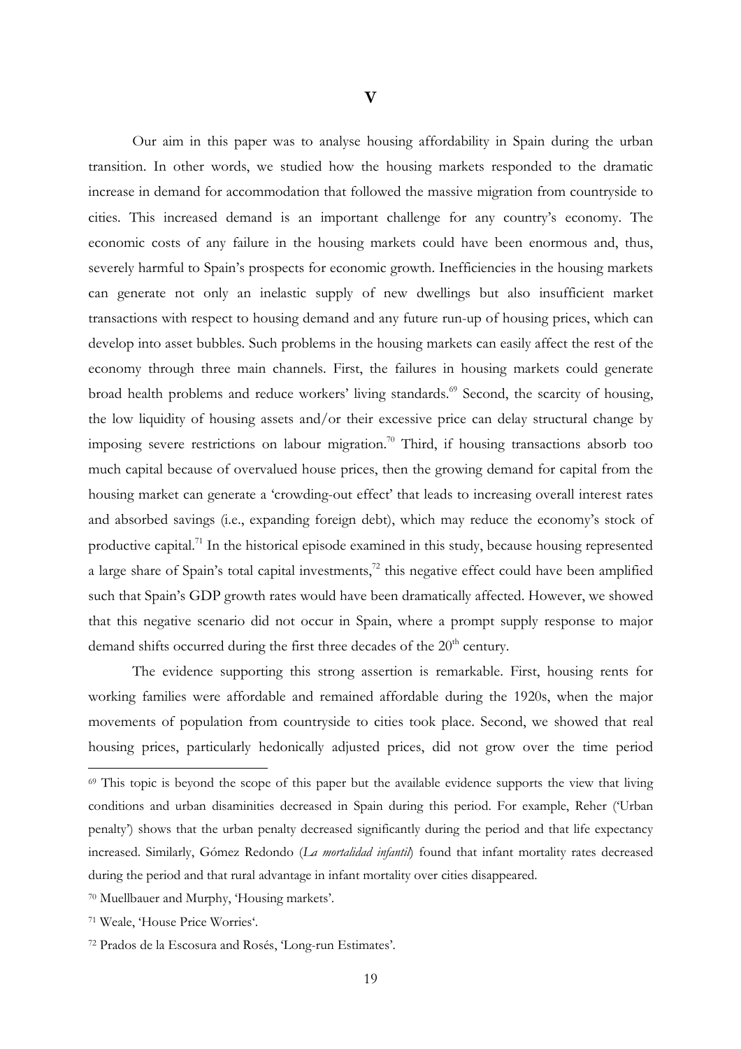## V

Our aim in this paper was to analyse housing affordability in Spain during the urban transition. In other words, we studied how the housing markets responded to the dramatic increase in demand for accommodation that followed the massive migration from countryside to cities. This increased demand is an important challenge for any country's economy. The economic costs of any failure in the housing markets could have been enormous and, thus, severely harmful to Spain's prospects for economic growth. Inefficiencies in the housing markets can generate not only an inelastic supply of new dwellings but also insufficient market transactions with respect to housing demand and any future run-up of housing prices, which can develop into asset bubbles. Such problems in the housing markets can easily affect the rest of the economy through three main channels. First, the failures in housing markets could generate broad health problems and reduce workers' living standards.[69] Second, the scarcity of housing, the low liquidity of housing assets and/or their excessive price can delay structural change by imposing severe restrictions on labour migration.[70] Third, if housing transactions absorb too much capital because of overvalued house prices, then the growing demand for capital from the housing market can generate a 'crowding-out effect' that leads to increasing overall interest rates and absorbed savings (i.e., expanding foreign debt), which may reduce the economy's stock of productive capital.[71] In the historical episode examined in this study, because housing represented a large share of Spain's total capital investments,[72] this negative effect could have been amplified such that Spain's GDP growth rates would have been dramatically affected. However, we showed that this negative scenario did not occur in Spain, where a prompt supply response to major demand shifts occurred during the first three decades of the 20th century.

The evidence supporting this strong assertion is remarkable. First, housing rents for working families were affordable and remained affordable during the 1920s, when the major movements of population from countryside to cities took place. Second, we showed that real housing prices, particularly hedonically adjusted prices, did not grow over the time period

---

[69] This topic is beyond the scope of this paper but the available evidence supports the view that living conditions and urban disaminities decreased in Spain during this period. For example, Reher ('Urban penalty') shows that the urban penalty decreased significantly during the period and that life expectancy increased. Similarly, Gómez Redondo (*La mortalidad infantil*) found that infant mortality rates decreased during the period and that rural advantage in infant mortality over cities disappeared.

[70] Muellbauer and Murphy, 'Housing markets'.

[71] Weale, 'House Price Worries'.

[72] Prados de la Escosura and Rosés, 'Long-run Estimates'.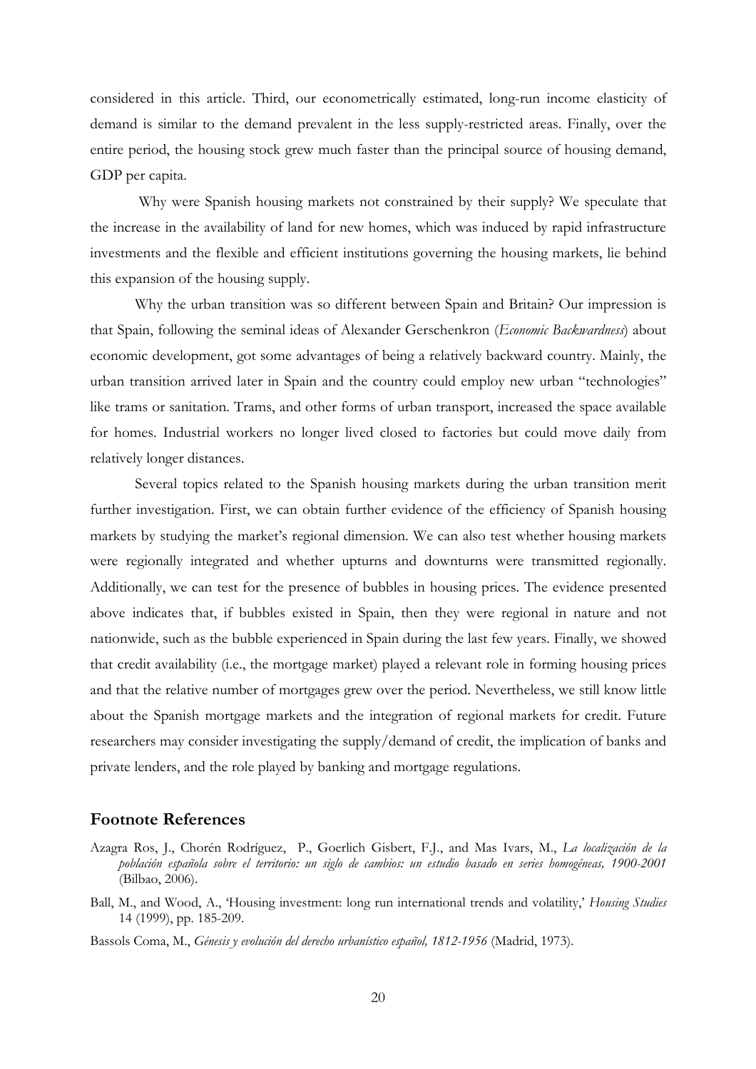considered in this article. Third, our econometrically estimated, long-run income elasticity of demand is similar to the demand prevalent in the less supply-restricted areas. Finally, over the entire period, the housing stock grew much faster than the principal source of housing demand, GDP per capita.

Why were Spanish housing markets not constrained by their supply? We speculate that the increase in the availability of land for new homes, which was induced by rapid infrastructure investments and the flexible and efficient institutions governing the housing markets, lie behind this expansion of the housing supply.

Why the urban transition was so different between Spain and Britain? Our impression is that Spain, following the seminal ideas of Alexander Gerschenkron (*Economic Backwardness*) about economic development, got some advantages of being a relatively backward country. Mainly, the urban transition arrived later in Spain and the country could employ new urban "technologies" like trams or sanitation. Trams, and other forms of urban transport, increased the space available for homes. Industrial workers no longer lived closed to factories but could move daily from relatively longer distances.

Several topics related to the Spanish housing markets during the urban transition merit further investigation. First, we can obtain further evidence of the efficiency of Spanish housing markets by studying the market's regional dimension. We can also test whether housing markets were regionally integrated and whether upturns and downturns were transmitted regionally. Additionally, we can test for the presence of bubbles in housing prices. The evidence presented above indicates that, if bubbles existed in Spain, then they were regional in nature and not nationwide, such as the bubble experienced in Spain during the last few years. Finally, we showed that credit availability (i.e., the mortgage market) played a relevant role in forming housing prices and that the relative number of mortgages grew over the period. Nevertheless, we still know little about the Spanish mortgage markets and the integration of regional markets for credit. Future researchers may consider investigating the supply/demand of credit, the implication of banks and private lenders, and the role played by banking and mortgage regulations.

## Footnote References

Azagra Ros, J., Chorén Rodríguez, P., Goerlich Gisbert, F.J., and Mas Ivars, M., *La localización de la población española sobre el territorio: un siglo de cambios: un estudio basado en series homogéneas, 1900-2001* (Bilbao, 2006).

Ball, M., and Wood, A., 'Housing investment: long run international trends and volatility,' *Housing Studies* 14 (1999), pp. 185-209.

Bassols Coma, M., *Génesis y evolución del derecho urbanístico español, 1812-1956* (Madrid, 1973).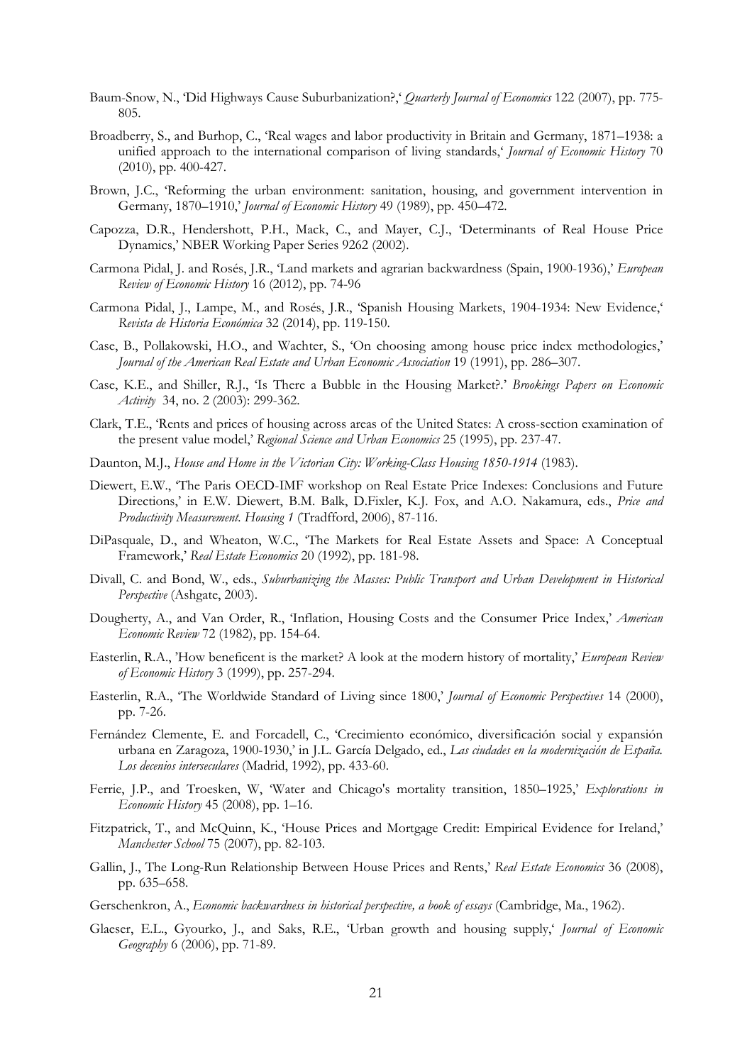Baum-Snow, N., 'Did Highways Cause Suburbanization?,' *Quarterly Journal of Economics* 122 (2007), pp. 775-805.

Broadberry, S., and Burhop, C., 'Real wages and labor productivity in Britain and Germany, 1871–1938: a unified approach to the international comparison of living standards,' *Journal of Economic History* 70 (2010), pp. 400-427.

Brown, J.C., 'Reforming the urban environment: sanitation, housing, and government intervention in Germany, 1870–1910,' *Journal of Economic History* 49 (1989), pp. 450–472.

Capozza, D.R., Hendershott, P.H., Mack, C., and Mayer, C.J., 'Determinants of Real House Price Dynamics,' NBER Working Paper Series 9262 (2002).

Carmona Pidal, J. and Rosés, J.R., 'Land markets and agrarian backwardness (Spain, 1900-1936),' *European Review of Economic History* 16 (2012), pp. 74-96

Carmona Pidal, J., Lampe, M., and Rosés, J.R., 'Spanish Housing Markets, 1904-1934: New Evidence,' *Revista de Historia Económica* 32 (2014), pp. 119-150.

Case, B., Pollakowski, H.O., and Wachter, S., 'On choosing among house price index methodologies,' *Journal of the American Real Estate and Urban Economic Association* 19 (1991), pp. 286–307.

Case, K.E., and Shiller, R.J., 'Is There a Bubble in the Housing Market?.' *Brookings Papers on Economic Activity* 34, no. 2 (2003): 299-362.

Clark, T.E., 'Rents and prices of housing across areas of the United States: A cross-section examination of the present value model,' *Regional Science and Urban Economics* 25 (1995), pp. 237-47.

Daunton, M.J., *House and Home in the Victorian City: Working-Class Housing 1850-1914* (1983).

Diewert, E.W., 'The Paris OECD-IMF workshop on Real Estate Price Indexes: Conclusions and Future Directions,' in E.W. Diewert, B.M. Balk, D.Fixler, K.J. Fox, and A.O. Nakamura, eds., *Price and Productivity Measurement. Housing 1* (Tradfford, 2006), 87-116.

DiPasquale, D., and Wheaton, W.C., 'The Markets for Real Estate Assets and Space: A Conceptual Framework,' *Real Estate Economics* 20 (1992), pp. 181-98.

Divall, C. and Bond, W., eds., *Suburbanizing the Masses: Public Transport and Urban Development in Historical Perspective* (Ashgate, 2003).

Dougherty, A., and Van Order, R., 'Inflation, Housing Costs and the Consumer Price Index,' *American Economic Review* 72 (1982), pp. 154-64.

Easterlin, R.A., 'How beneficent is the market? A look at the modern history of mortality,' *European Review of Economic History* 3 (1999), pp. 257-294.

Easterlin, R.A., 'The Worldwide Standard of Living since 1800,' *Journal of Economic Perspectives* 14 (2000), pp. 7-26.

Fernández Clemente, E. and Forcadell, C., 'Crecimiento económico, diversificación social y expansión urbana en Zaragoza, 1900-1930,' in J.L. García Delgado, ed., *Las ciudades en la modernización de España. Los decenios interseculares* (Madrid, 1992), pp. 433-60.

Ferrie, J.P., and Troesken, W, 'Water and Chicago's mortality transition, 1850–1925,' *Explorations in Economic History* 45 (2008), pp. 1–16.

Fitzpatrick, T., and McQuinn, K., 'House Prices and Mortgage Credit: Empirical Evidence for Ireland,' *Manchester School* 75 (2007), pp. 82-103.

Gallin, J., The Long-Run Relationship Between House Prices and Rents,' *Real Estate Economics* 36 (2008), pp. 635–658.

Gerschenkron, A., *Economic backwardness in historical perspective, a book of essays* (Cambridge, Ma., 1962).

Glaeser, E.L., Gyourko, J., and Saks, R.E., 'Urban growth and housing supply,' *Journal of Economic Geography* 6 (2006), pp. 71-89.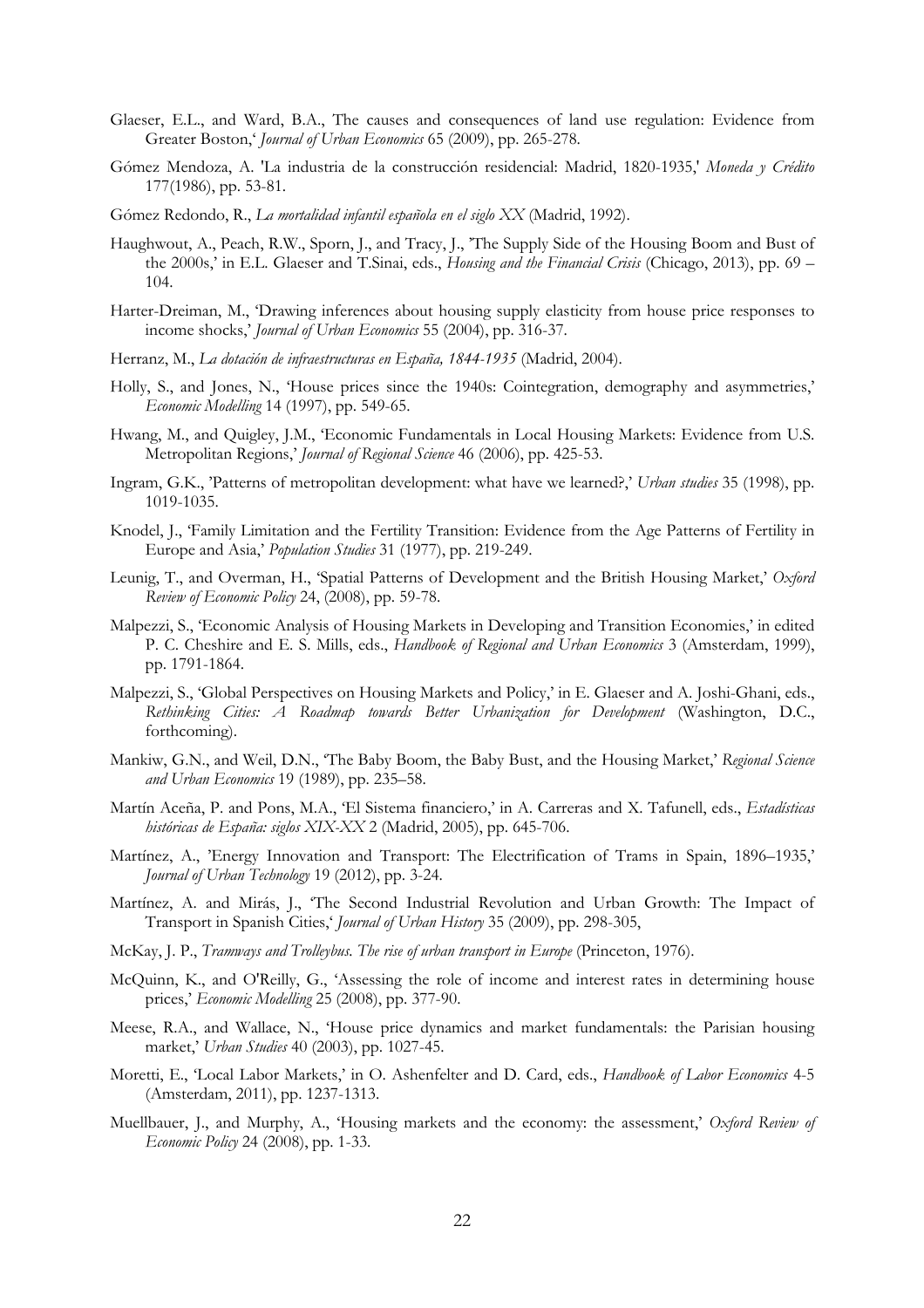Glaeser, E.L., and Ward, B.A., The causes and consequences of land use regulation: Evidence from Greater Boston,' *Journal of Urban Economics* 65 (2009), pp. 265-278.

Gómez Mendoza, A. 'La industria de la construcción residencial: Madrid, 1820-1935,' *Moneda y Crédito* 177(1986), pp. 53-81.

Gómez Redondo, R., *La mortalidad infantil española en el siglo XX* (Madrid, 1992).

Haughwout, A., Peach, R.W., Sporn, J., and Tracy, J., 'The Supply Side of the Housing Boom and Bust of the 2000s,' in E.L. Glaeser and T.Sinai, eds., *Housing and the Financial Crisis* (Chicago, 2013), pp. 69 – 104.

Harter-Dreiman, M., 'Drawing inferences about housing supply elasticity from house price responses to income shocks,' *Journal of Urban Economics* 55 (2004), pp. 316-37.

Herranz, M., *La dotación de infraestructuras en España, 1844-1935* (Madrid, 2004).

Holly, S., and Jones, N., 'House prices since the 1940s: Cointegration, demography and asymmetries,' *Economic Modelling* 14 (1997), pp. 549-65.

Hwang, M., and Quigley, J.M., 'Economic Fundamentals in Local Housing Markets: Evidence from U.S. Metropolitan Regions,' *Journal of Regional Science* 46 (2006), pp. 425-53.

Ingram, G.K., 'Patterns of metropolitan development: what have we learned?,' *Urban studies* 35 (1998), pp. 1019-1035.

Knodel, J., 'Family Limitation and the Fertility Transition: Evidence from the Age Patterns of Fertility in Europe and Asia,' *Population Studies* 31 (1977), pp. 219-249.

Leunig, T., and Overman, H., 'Spatial Patterns of Development and the British Housing Market,' *Oxford Review of Economic Policy* 24, (2008), pp. 59-78.

Malpezzi, S., 'Economic Analysis of Housing Markets in Developing and Transition Economies,' in edited P. C. Cheshire and E. S. Mills, eds., *Handbook of Regional and Urban Economics* 3 (Amsterdam, 1999), pp. 1791-1864.

Malpezzi, S., 'Global Perspectives on Housing Markets and Policy,' in E. Glaeser and A. Joshi-Ghani, eds., *Rethinking Cities: A Roadmap towards Better Urbanization for Development* (Washington, D.C., forthcoming).

Mankiw, G.N., and Weil, D.N., 'The Baby Boom, the Baby Bust, and the Housing Market,' *Regional Science and Urban Economics* 19 (1989), pp. 235–58.

Martín Aceña, P. and Pons, M.A., 'El Sistema financiero,' in A. Carreras and X. Tafunell, eds., *Estadísticas históricas de España: siglos XIX-XX* 2 (Madrid, 2005), pp. 645-706.

Martínez, A., 'Energy Innovation and Transport: The Electrification of Trams in Spain, 1896–1935,' *Journal of Urban Technology* 19 (2012), pp. 3-24.

Martínez, A. and Mirás, J., 'The Second Industrial Revolution and Urban Growth: The Impact of Transport in Spanish Cities,' *Journal of Urban History* 35 (2009), pp. 298-305,

McKay, J. P., *Tramways and Trolleybus. The rise of urban transport in Europe* (Princeton, 1976).

McQuinn, K., and O'Reilly, G., 'Assessing the role of income and interest rates in determining house prices,' *Economic Modelling* 25 (2008), pp. 377-90.

Meese, R.A., and Wallace, N., 'House price dynamics and market fundamentals: the Parisian housing market,' *Urban Studies* 40 (2003), pp. 1027-45.

Moretti, E., 'Local Labor Markets,' in O. Ashenfelter and D. Card, eds., *Handbook of Labor Economics* 4-5 (Amsterdam, 2011), pp. 1237-1313.

Muellbauer, J., and Murphy, A., 'Housing markets and the economy: the assessment,' *Oxford Review of Economic Policy* 24 (2008), pp. 1-33.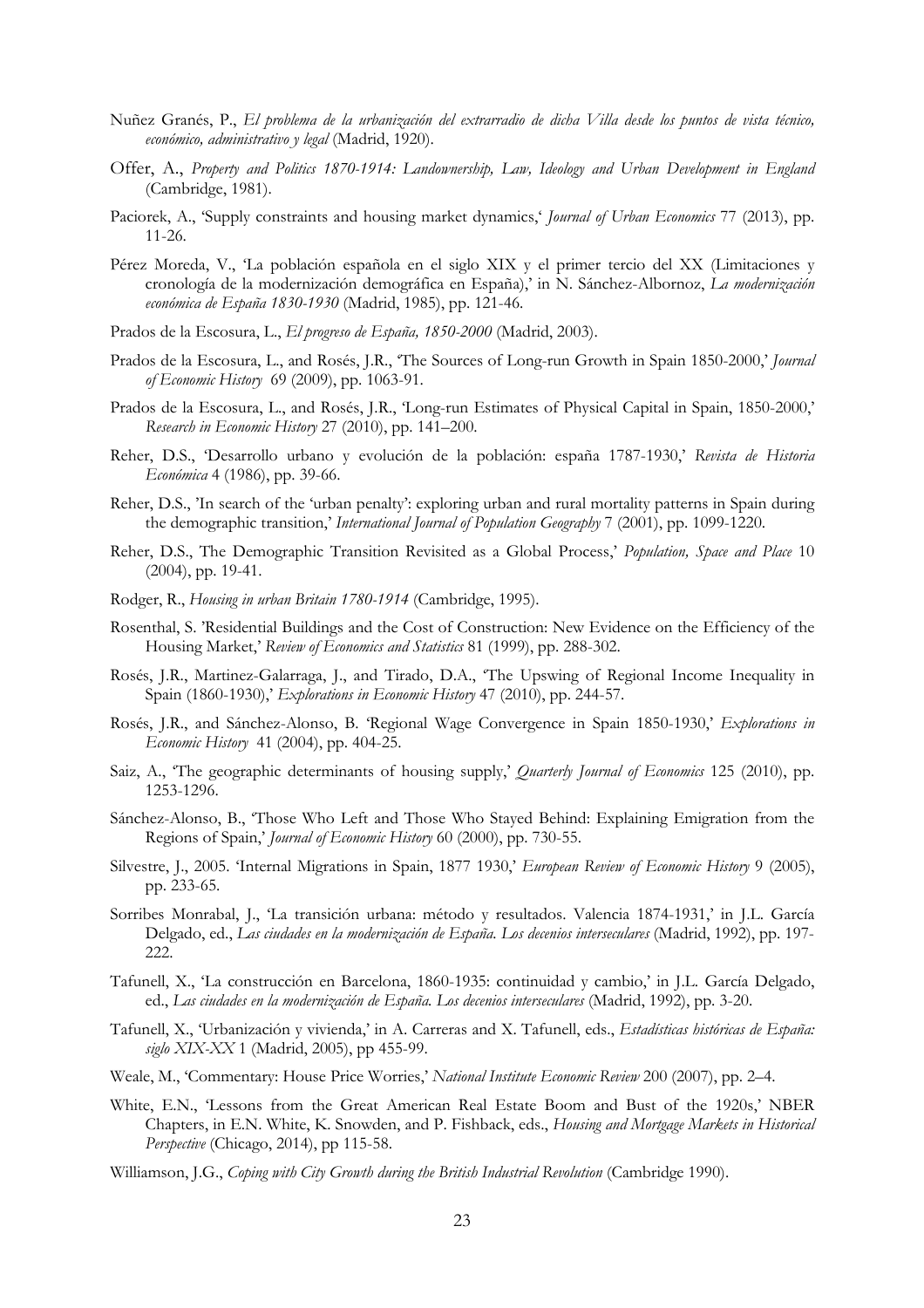Nuñez Granés, P., *El problema de la urbanización del extrarradio de dicha Villa desde los puntos de vista técnico, económico, administrativo y legal* (Madrid, 1920).

Offer, A., *Property and Politics 1870-1914: Landownership, Law, Ideology and Urban Development in England* (Cambridge, 1981).

Paciorek, A., 'Supply constraints and housing market dynamics,' *Journal of Urban Economics* 77 (2013), pp. 11-26.

Pérez Moreda, V., 'La población española en el siglo XIX y el primer tercio del XX (Limitaciones y cronología de la modernización demográfica en España),' in N. Sánchez-Albornoz, *La modernización económica de España 1830-1930* (Madrid, 1985), pp. 121-46.

Prados de la Escosura, L., *El progreso de España, 1850-2000* (Madrid, 2003).

Prados de la Escosura, L., and Rosés, J.R., 'The Sources of Long-run Growth in Spain 1850-2000,' *Journal of Economic History* 69 (2009), pp. 1063-91.

Prados de la Escosura, L., and Rosés, J.R., 'Long-run Estimates of Physical Capital in Spain, 1850-2000,' *Research in Economic History* 27 (2010), pp. 141–200.

Reher, D.S., 'Desarrollo urbano y evolución de la población: españa 1787-1930,' *Revista de Historia Económica* 4 (1986), pp. 39-66.

Reher, D.S., 'In search of the 'urban penalty': exploring urban and rural mortality patterns in Spain during the demographic transition,' *International Journal of Population Geography* 7 (2001), pp. 1099-1220.

Reher, D.S., The Demographic Transition Revisited as a Global Process,' *Population, Space and Place* 10 (2004), pp. 19-41.

Rodger, R., *Housing in urban Britain 1780-1914* (Cambridge, 1995).

Rosenthal, S. 'Residential Buildings and the Cost of Construction: New Evidence on the Efficiency of the Housing Market,' *Review of Economics and Statistics* 81 (1999), pp. 288-302.

Rosés, J.R., Martinez-Galarraga, J., and Tirado, D.A., 'The Upswing of Regional Income Inequality in Spain (1860-1930),' *Explorations in Economic History* 47 (2010), pp. 244-57.

Rosés, J.R., and Sánchez-Alonso, B. 'Regional Wage Convergence in Spain 1850-1930,' *Explorations in Economic History* 41 (2004), pp. 404-25.

Saiz, A., 'The geographic determinants of housing supply,' *Quarterly Journal of Economics* 125 (2010), pp. 1253-1296.

Sánchez-Alonso, B., 'Those Who Left and Those Who Stayed Behind: Explaining Emigration from the Regions of Spain,' *Journal of Economic History* 60 (2000), pp. 730-55.

Silvestre, J., 2005. 'Internal Migrations in Spain, 1877 1930,' *European Review of Economic History* 9 (2005), pp. 233-65.

Sorribes Monrabal, J., 'La transición urbana: método y resultados. Valencia 1874-1931,' in J.L. García Delgado, ed., *Las ciudades en la modernización de España. Los decenios interseculares* (Madrid, 1992), pp. 197-222.

Tafunell, X., 'La construcción en Barcelona, 1860-1935: continuidad y cambio,' in J.L. García Delgado, ed., *Las ciudades en la modernización de España. Los decenios interseculares* (Madrid, 1992), pp. 3-20.

Tafunell, X., 'Urbanización y vivienda,' in A. Carreras and X. Tafunell, eds., *Estadísticas históricas de España: siglo XIX-XX* 1 (Madrid, 2005), pp 455-99.

Weale, M., 'Commentary: House Price Worries,' *National Institute Economic Review* 200 (2007), pp. 2–4.

White, E.N., 'Lessons from the Great American Real Estate Boom and Bust of the 1920s,' NBER Chapters, in E.N. White, K. Snowden, and P. Fishback, eds., *Housing and Mortgage Markets in Historical Perspective* (Chicago, 2014), pp 115-58.

Williamson, J.G., *Coping with City Growth during the British Industrial Revolution* (Cambridge 1990).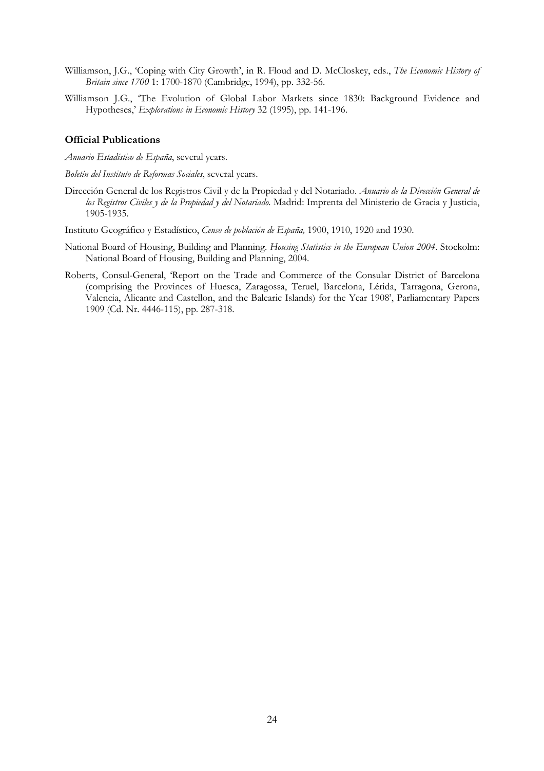Williamson, J.G., 'Coping with City Growth', in R. Floud and D. McCloskey, eds., *The Economic History of Britain since 1700* 1: 1700-1870 (Cambridge, 1994), pp. 332-56.

Williamson J.G., 'The Evolution of Global Labor Markets since 1830: Background Evidence and Hypotheses,' *Explorations in Economic History* 32 (1995), pp. 141-196.

### Official Publications

*Anuario Estadístico de España*, several years.

*Boletín del Instituto de Reformas Sociales*, several years.

Dirección General de los Registros Civil y de la Propiedad y del Notariado. *Anuario de la Dirección General de los Registros Civiles y de la Propiedad y del Notariado.* Madrid: Imprenta del Ministerio de Gracia y Justicia, 1905-1935.

Instituto Geográfico y Estadístico, *Censo de población de España,* 1900, 1910, 1920 and 1930.

National Board of Housing, Building and Planning. *Housing Statistics in the European Union 2004*. Stockolm: National Board of Housing, Building and Planning, 2004.

Roberts, Consul-General, 'Report on the Trade and Commerce of the Consular District of Barcelona (comprising the Provinces of Huesca, Zaragossa, Teruel, Barcelona, Lérida, Tarragona, Gerona, Valencia, Alicante and Castellon, and the Balearic Islands) for the Year 1908', Parliamentary Papers 1909 (Cd. Nr. 4446-115), pp. 287-318.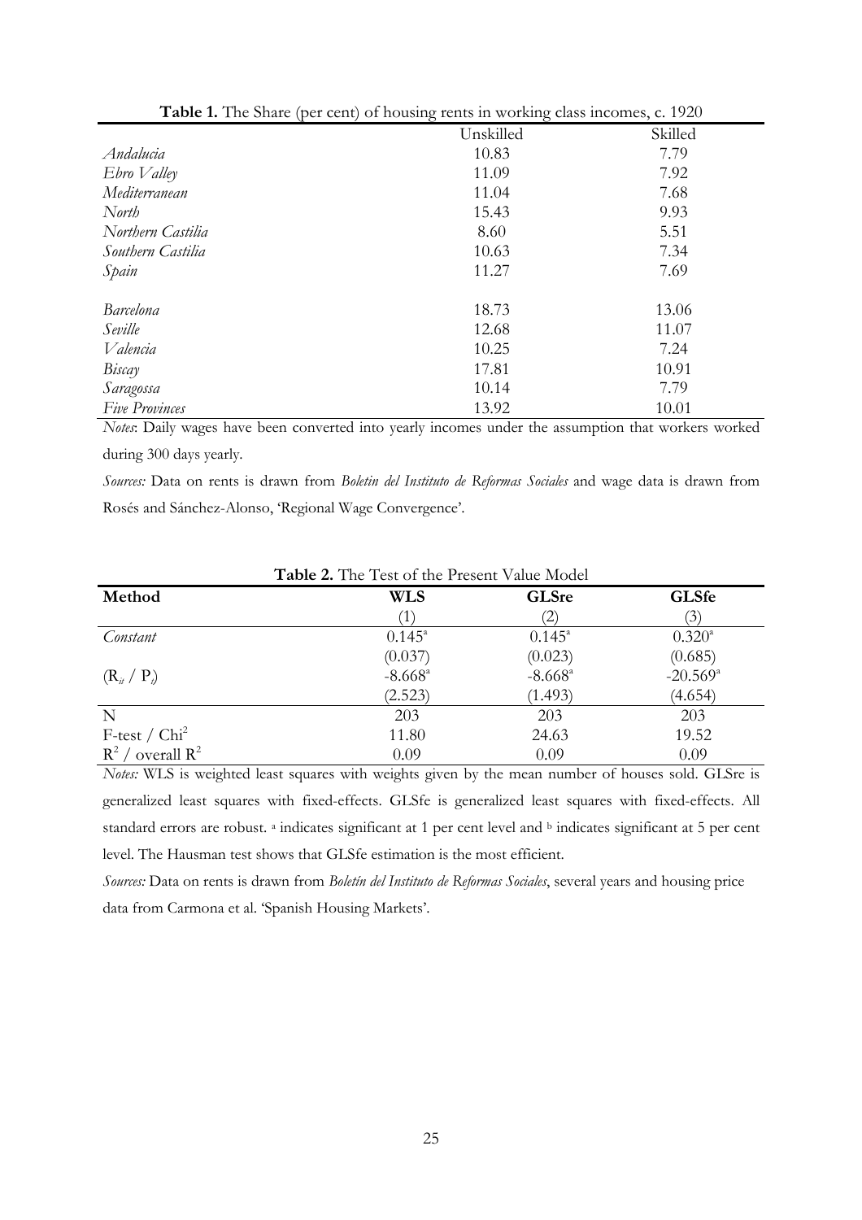**Table 1.** The Share (per cent) of housing rents in working class incomes, c. 1920

| | Unskilled | Skilled |
|---|---|---|
| *Andalucia* | 10.83 | 7.79 |
| *Ebro Valley* | 11.09 | 7.92 |
| *Mediterranean* | 11.04 | 7.68 |
| *North* | 15.43 | 9.93 |
| *Northern Castilia* | 8.60 | 5.51 |
| *Southern Castilia* | 10.63 | 7.34 |
| *Spain* | 11.27 | 7.69 |
| | | |
| *Barcelona* | 18.73 | 13.06 |
| *Seville* | 12.68 | 11.07 |
| *Valencia* | 10.25 | 7.24 |
| *Biscay* | 17.81 | 10.91 |
| *Saragossa* | 10.14 | 7.79 |
| *Five Provinces* | 13.92 | 10.01 |

*Notes*: Daily wages have been converted into yearly incomes under the assumption that workers worked during 300 days yearly.

*Sources:* Data on rents is drawn from *Boletin del Instituto de Reformas Sociales* and wage data is drawn from Rosés and Sánchez-Alonso, 'Regional Wage Convergence'.

**Table 2.** The Test of the Present Value Model

| **Method** | **WLS** | **GLSre** | **GLSfe** |
|---|---|---|---|
| | (1) | (2) | (3) |
| *Constant* | 0.145[a] | 0.145[a] | 0.320[a] |
| | (0.037) | (0.023) | (0.685) |
| $(R_{it} / P_i)$ | -8.668[a] | -8.668[a] | -20.569[a] |
| | (2.523) | (1.493) | (4.654) |
| N | 203 | 203 | 203 |
| F-test / $Chi^2$ | 11.80 | 24.63 | 19.52 |
| $R^2$ / overall $R^2$ | 0.09 | 0.09 | 0.09 |

*Notes:* WLS is weighted least squares with weights given by the mean number of houses sold. GLSre is generalized least squares with fixed-effects. GLSfe is generalized least squares with fixed-effects. All standard errors are robust. [a] indicates significant at 1 per cent level and [b] indicates significant at 5 per cent level. The Hausman test shows that GLSfe estimation is the most efficient.

*Sources:* Data on rents is drawn from *Boletín del Instituto de Reformas Sociales*, several years and housing price data from Carmona et al. 'Spanish Housing Markets'.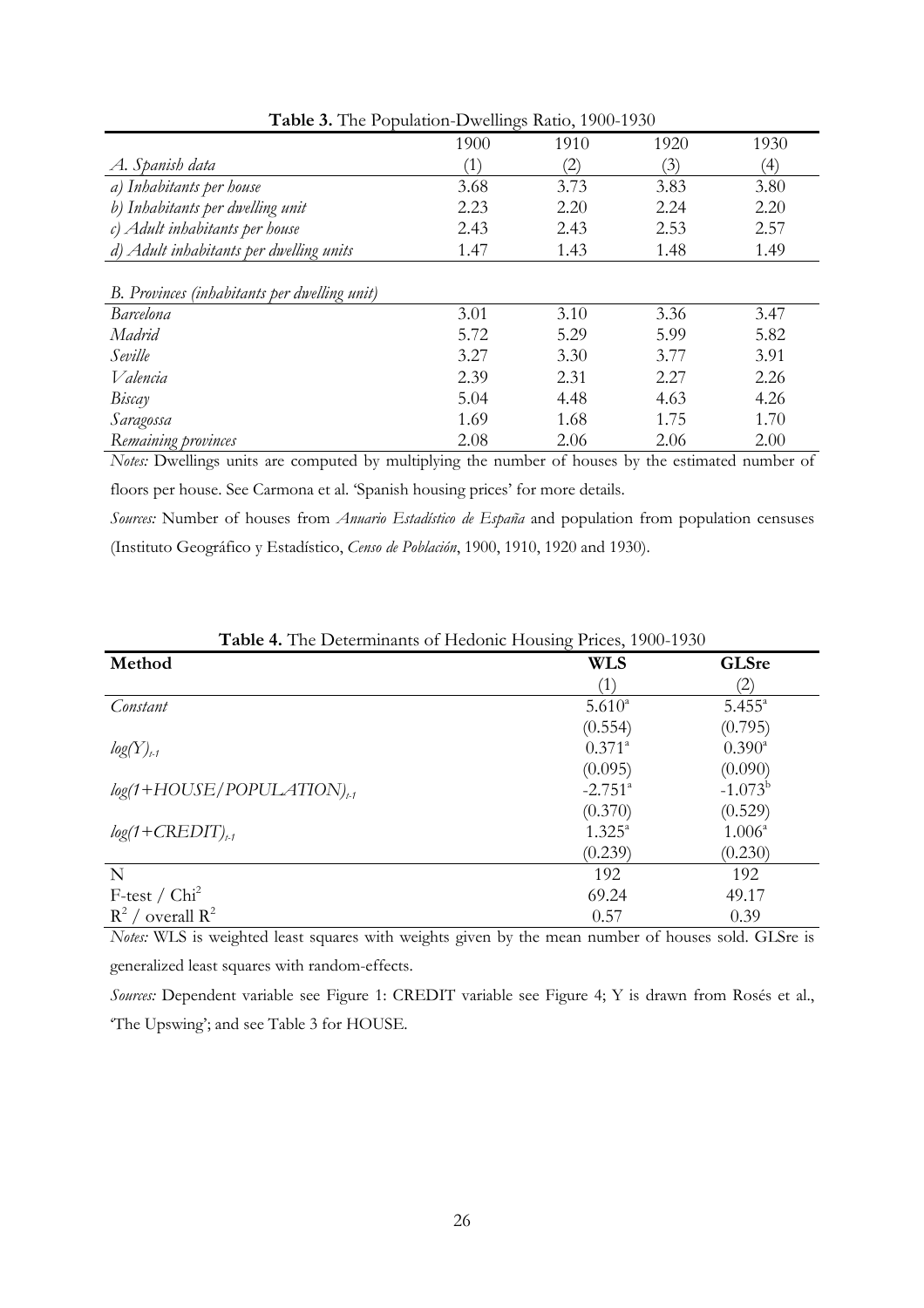**Table 3.** The Population-Dwellings Ratio, 1900-1930

| | 1900 | 1910 | 1920 | 1930 |
|---|---|---|---|---|
| *A. Spanish data* | (1) | (2) | (3) | (4) |
| *a) Inhabitants per house* | 3.68 | 3.73 | 3.83 | 3.80 |
| *b) Inhabitants per dwelling unit* | 2.23 | 2.20 | 2.24 | 2.20 |
| *c) Adult inhabitants per house* | 2.43 | 2.43 | 2.53 | 2.57 |
| *d) Adult inhabitants per dwelling units* | 1.47 | 1.43 | 1.48 | 1.49 |
| | | | | |
| *B. Provinces (inhabitants per dwelling unit)* | | | | |
| *Barcelona* | 3.01 | 3.10 | 3.36 | 3.47 |
| *Madrid* | 5.72 | 5.29 | 5.99 | 5.82 |
| *Seville* | 3.27 | 3.30 | 3.77 | 3.91 |
| *Valencia* | 2.39 | 2.31 | 2.27 | 2.26 |
| *Biscay* | 5.04 | 4.48 | 4.63 | 4.26 |
| *Saragossa* | 1.69 | 1.68 | 1.75 | 1.70 |
| *Remaining provinces* | 2.08 | 2.06 | 2.06 | 2.00 |

*Notes:* Dwellings units are computed by multiplying the number of houses by the estimated number of floors per house. See Carmona et al. 'Spanish housing prices' for more details.

*Sources:* Number of houses from *Anuario Estadístico de España* and population from population censuses (Instituto Geográfico y Estadístico, *Censo de Población*, 1900, 1910, 1920 and 1930).

**Table 4.** The Determinants of Hedonic Housing Prices, 1900-1930

| **Method** | **WLS** | **GLSre** |
|---|---|---|
| | (1) | (2) |
| *Constant* | 5.610[a] | 5.455[a] |
| | (0.554) | (0.795) |
| $log(Y)_{t-1}$ | 0.371[a] | 0.390[a] |
| | (0.095) | (0.090) |
| $log(1+HOUSE/POPULATION)_{t-1}$ | -2.751[a] | -1.073[b] |
| | (0.370) | (0.529) |
| $log(1+CREDIT)_{t-1}$ | 1.325[a] | 1.006[a] |
| | (0.239) | (0.230) |
| N | 192 | 192 |
| F-test / $Chi^2$ | 69.24 | 49.17 |
| $R^2$ / overall $R^2$ | 0.57 | 0.39 |

*Notes:* WLS is weighted least squares with weights given by the mean number of houses sold. GLSre is generalized least squares with random-effects.

*Sources:* Dependent variable see Figure 1: CREDIT variable see Figure 4; Y is drawn from Rosés et al., 'The Upswing'; and see Table 3 for HOUSE.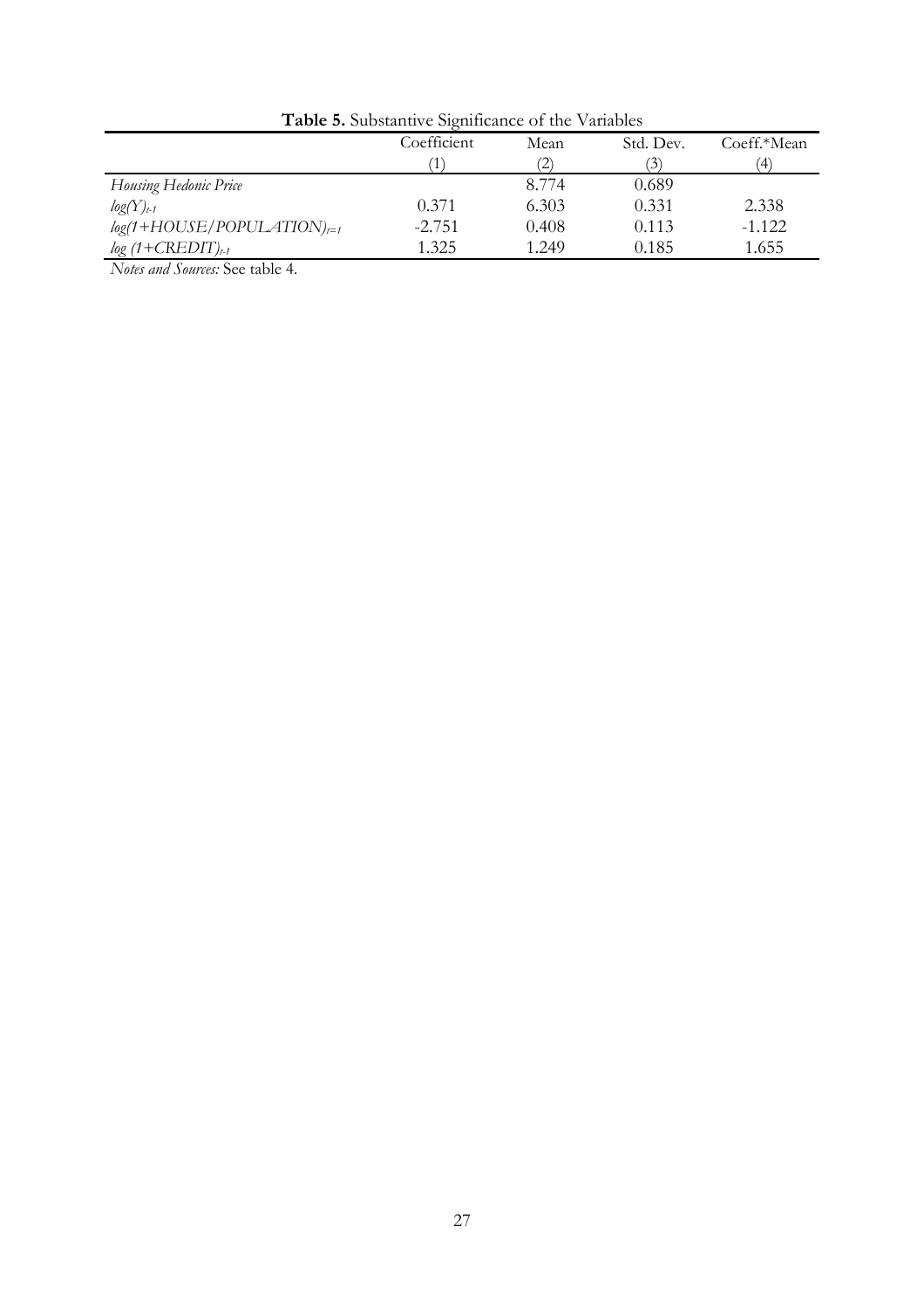**Table 5.** Substantive Significance of the Variables

| | Coefficient | Mean | Std. Dev. | Coeff.*Mean |
|---|---|---|---|---|
| | (1) | (2) | (3) | (4) |
| *Housing Hedonic Price* | | 8.774 | 0.689 | |
| $log(Y)_{t-1}$ | 0.371 | 6.303 | 0.331 | 2.338 |
| $log(1+HOUSE/POPULATION)_{t=1}$ | -2.751 | 0.408 | 0.113 | -1.122 |
| $log\ (1+CREDIT)_{t-1}$ | 1.325 | 1.249 | 0.185 | 1.655 |

*Notes and Sources:* See table 4.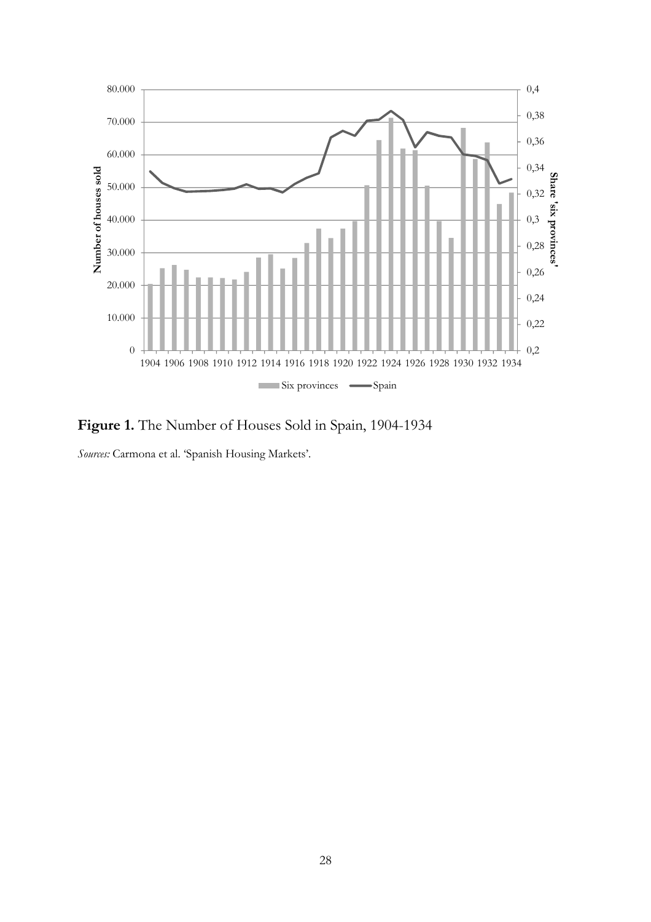**Figure 1.** The Number of Houses Sold in Spain, 1904-1934

*Sources:* Carmona et al. 'Spanish Housing Markets'.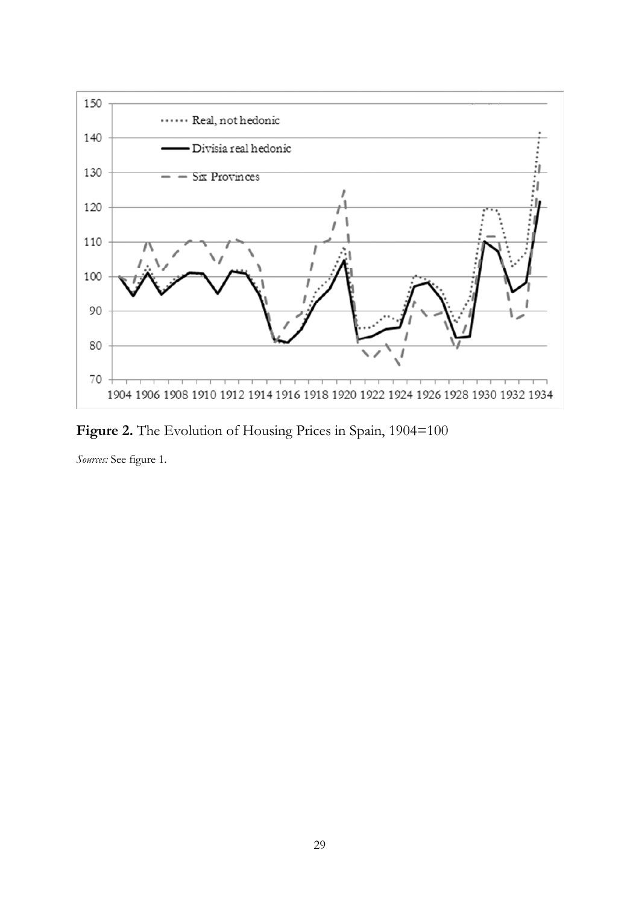**Figure 2.** The Evolution of Housing Prices in Spain, 1904=100

*Sources:* See figure 1.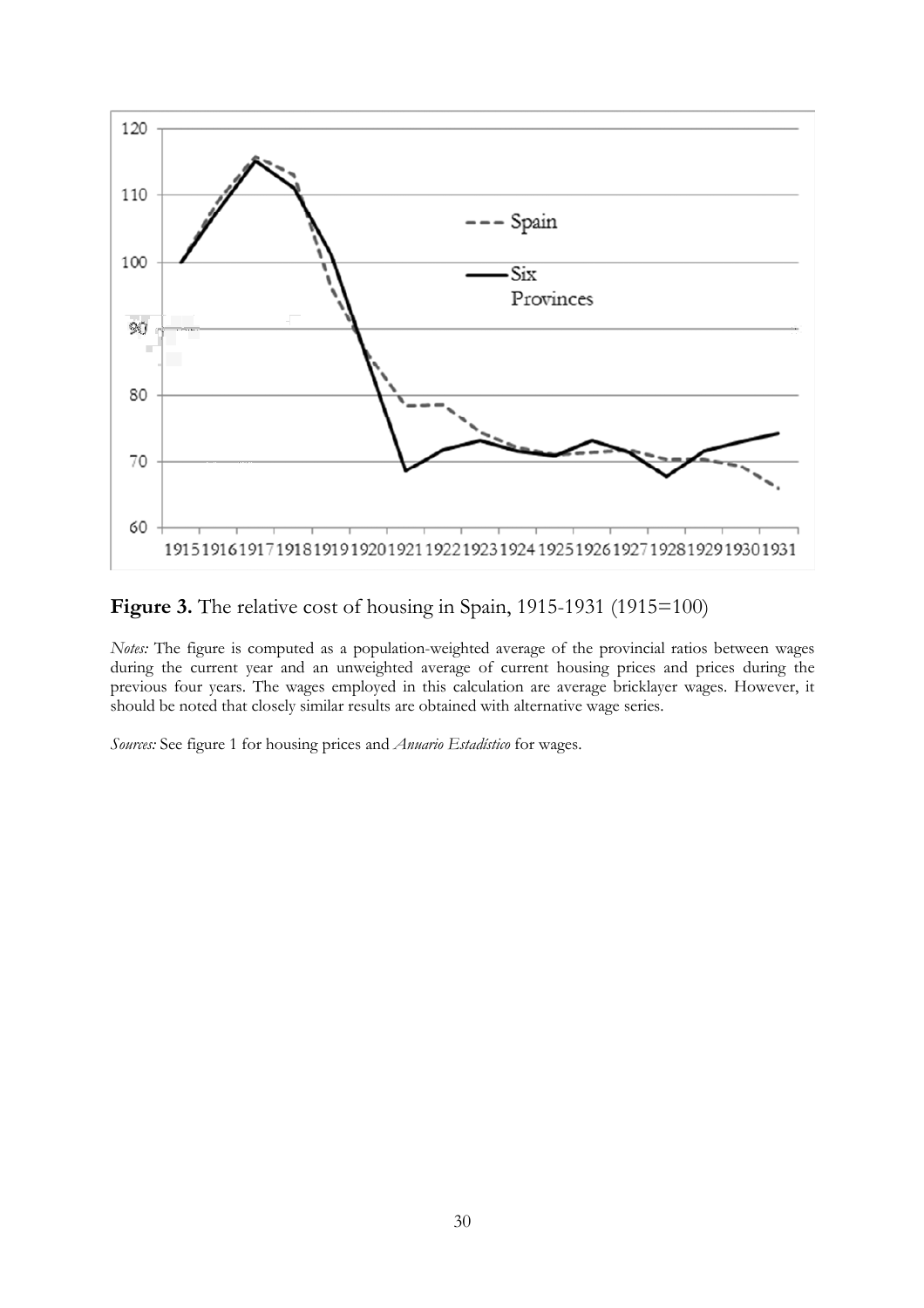**Figure 3.** The relative cost of housing in Spain, 1915-1931 (1915=100)

*Notes:* The figure is computed as a population-weighted average of the provincial ratios between wages during the current year and an unweighted average of current housing prices and prices during the previous four years. The wages employed in this calculation are average bricklayer wages. However, it should be noted that closely similar results are obtained with alternative wage series.

*Sources:* See figure 1 for housing prices and *Anuario Estadístico* for wages.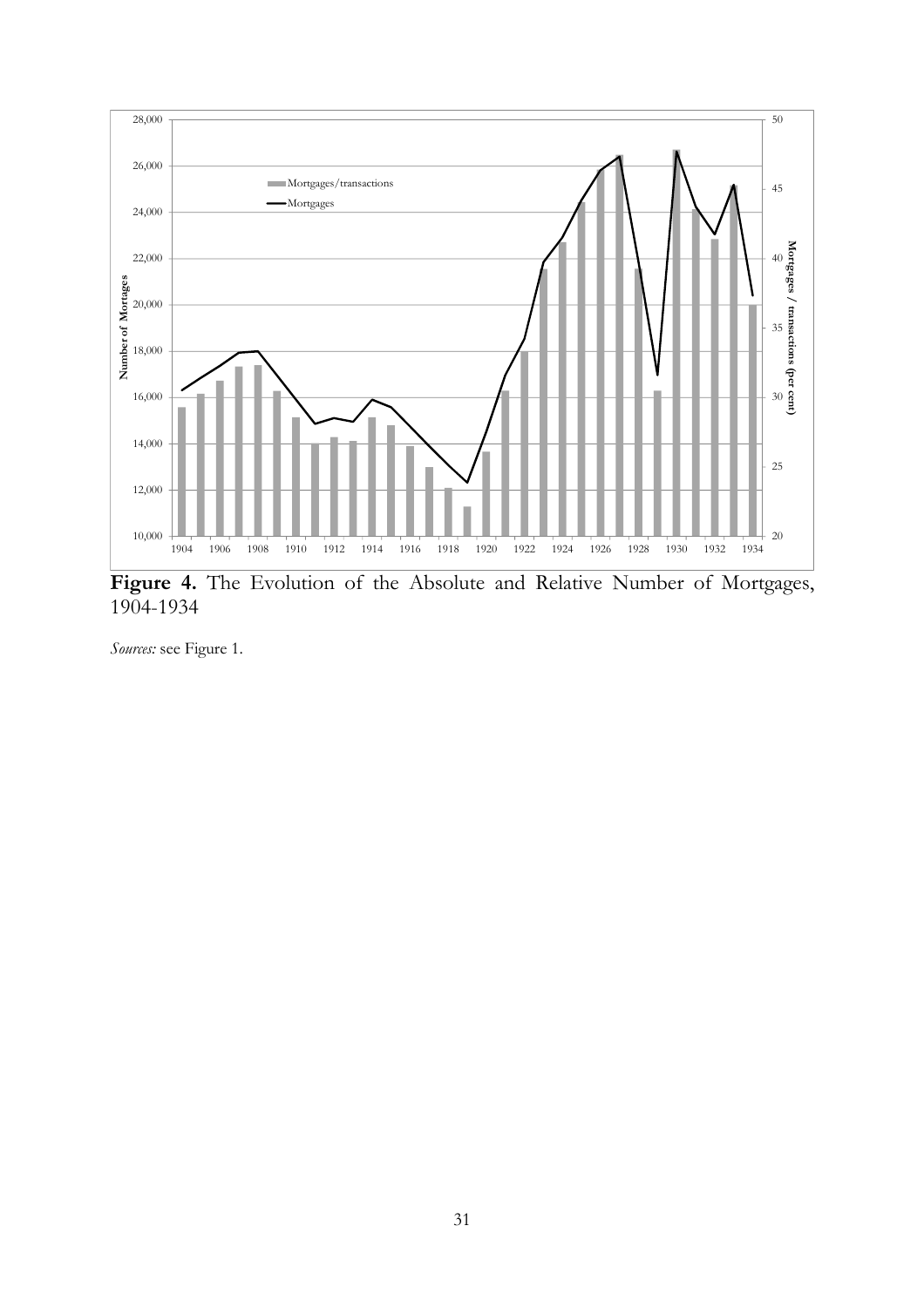**Figure 4.** The Evolution of the Absolute and Relative Number of Mortgages, 1904-1934

*Sources:* see Figure 1.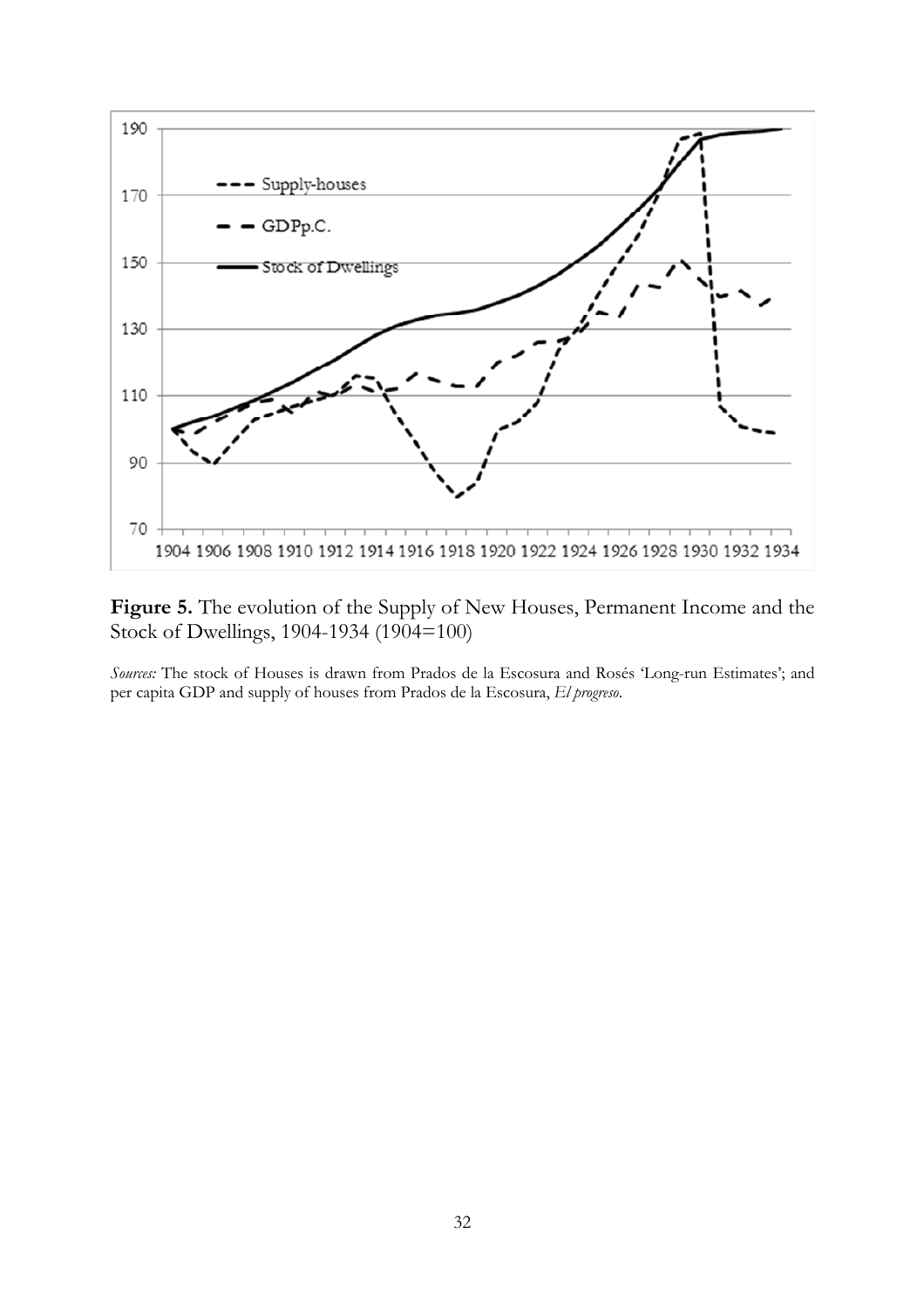**Figure 5.** The evolution of the Supply of New Houses, Permanent Income and the Stock of Dwellings, 1904-1934 (1904=100)

*Sources:* The stock of Houses is drawn from Prados de la Escosura and Rosés 'Long-run Estimates'; and per capita GDP and supply of houses from Prados de la Escosura, *El progreso*.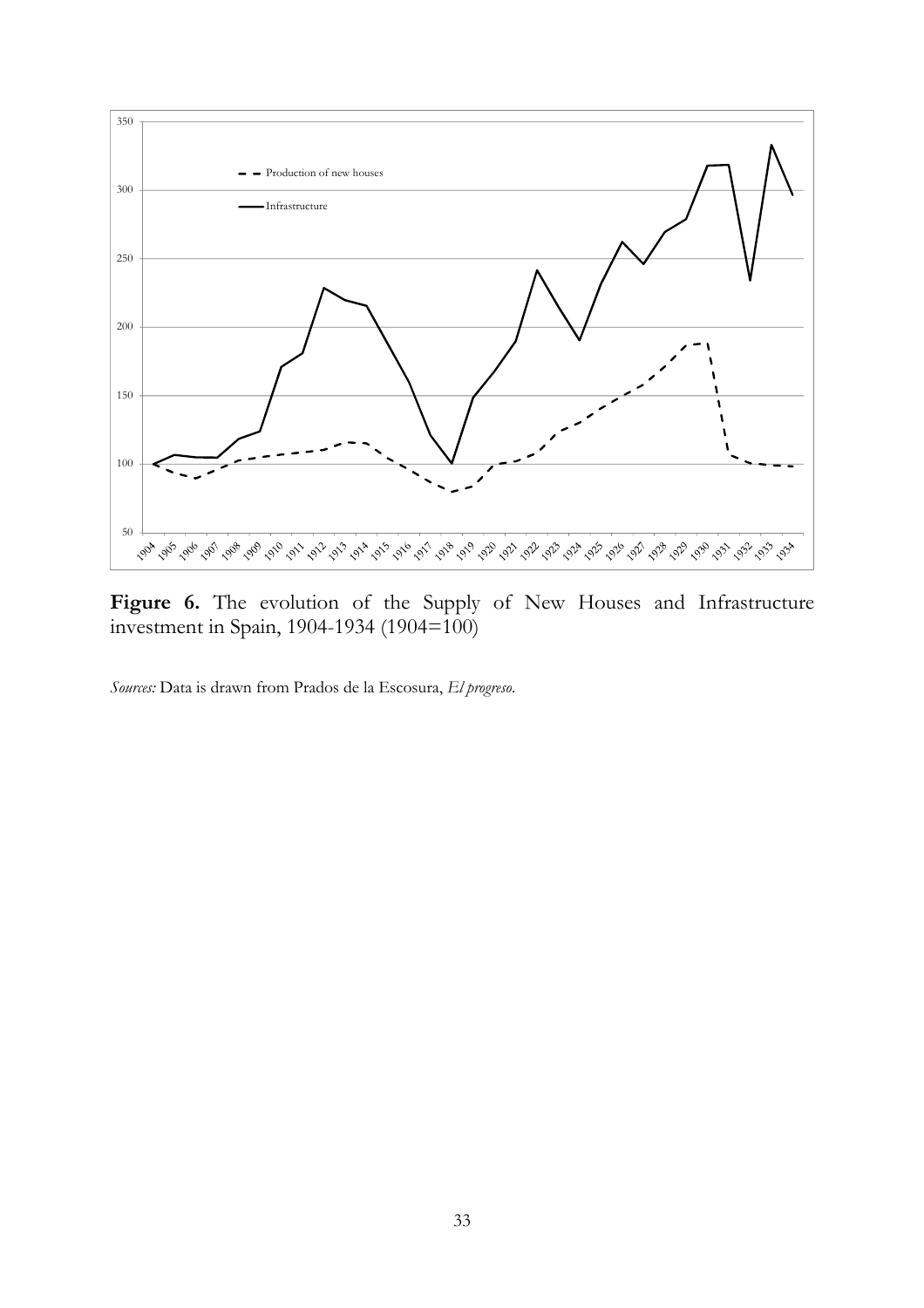350

300

250

200

150

100

50

Production of new houses

Infrastructure

1904 1905 1906 1907 1908 1909 1910 1911 1912 1913 1914 1915 1916 1917 1918 1919 1920 1921 1922 1923 1924 1925 1926 1927 1928 1929 1930 1931 1932 1933 1934

**Figure 6.** The evolution of the Supply of New Houses and Infrastructure investment in Spain, 1904-1934 (1904=100)

*Sources:* Data is drawn from Prados de la Escosura, *El progreso*.